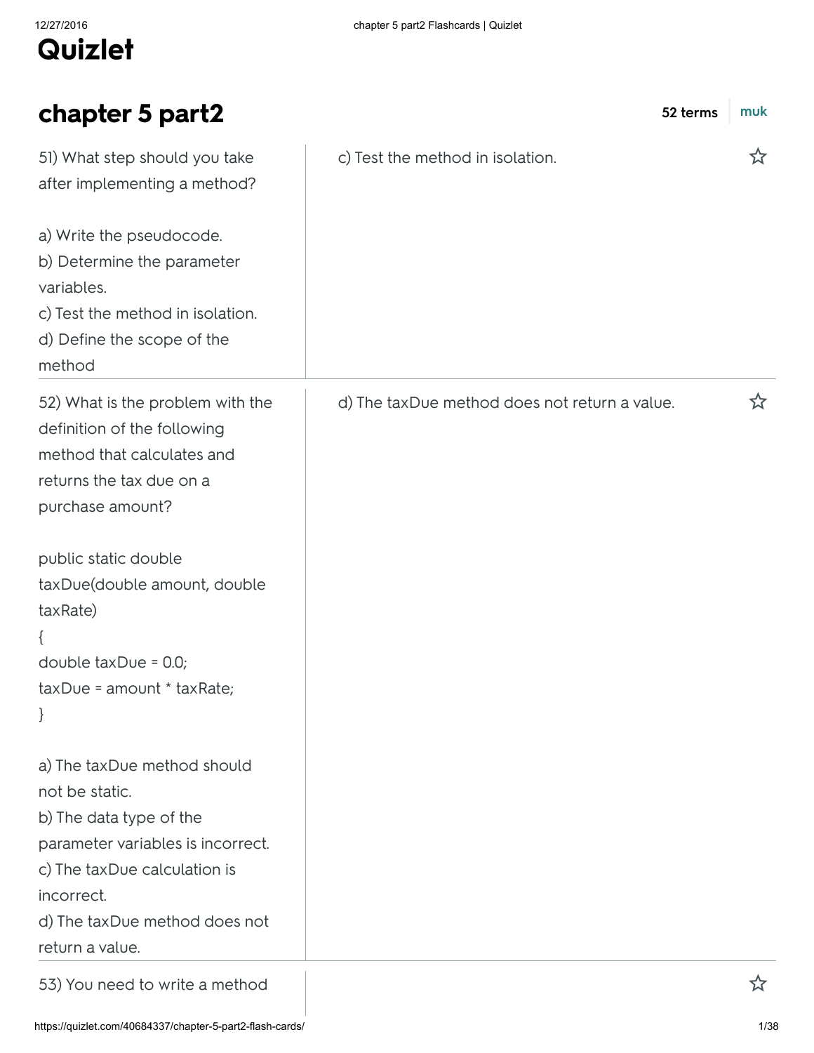# Quizlet

## chapter 5 part2

52 terms | muk

| Term | Definition |
| --- | --- |
| 51) What step should you take after implementing a method?<br><br>a) Write the pseudocode.<br>b) Determine the parameter variables.<br>c) Test the method in isolation.<br>d) Define the scope of the method | c) Test the method in isolation. |
| 52) What is the problem with the definition of the following method that calculates and returns the tax due on a purchase amount?<br><br>public static double taxDue(double amount, double taxRate)<br>{<br>double taxDue = 0.0;<br>taxDue = amount * taxRate;<br>}<br><br>a) The taxDue method should not be static.<br>b) The data type of the parameter variables is incorrect.<br>c) The taxDue calculation is incorrect.<br>d) The taxDue method does not return a value. | d) The taxDue method does not return a value. |
| 53) You need to write a method | |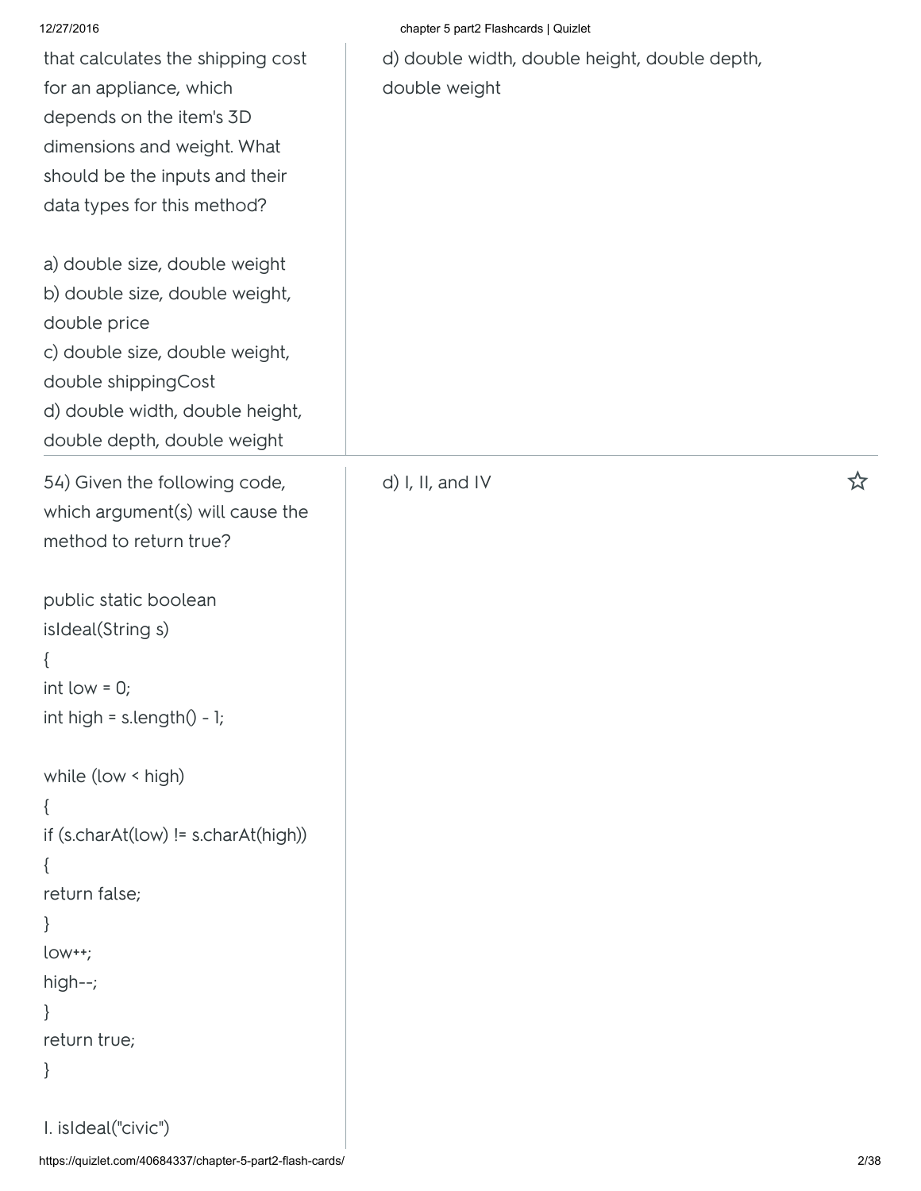that calculates the shipping cost for an appliance, which depends on the item's 3D dimensions and weight. What should be the inputs and their data types for this method?

a) double size, double weight
b) double size, double weight, double price
c) double size, double weight, double shippingCost
d) double width, double height, double depth, double weight

d) double width, double height, double depth, double weight

54) Given the following code, which argument(s) will cause the method to return true?

```
public static boolean
isIdeal(String s)
{
int low = 0;
int high = s.length() - 1;

while (low < high)
{
if (s.charAt(low) != s.charAt(high))
{
return false;
}
low++;
high--;
}
return true;
}
```

I. isIdeal("civic")

d) I, II, and IV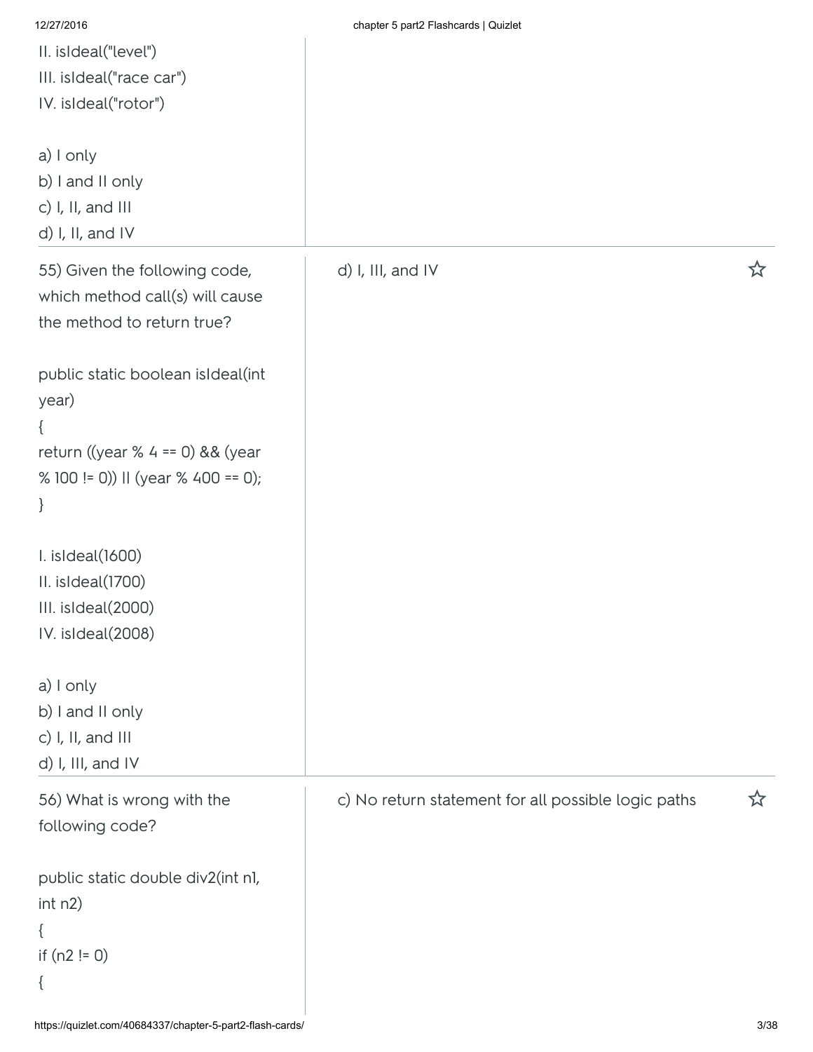II. isIdeal("level")
III. isIdeal("race car")
IV. isIdeal("rotor")

a) I only
b) I and II only
c) I, II, and III
d) I, II, and IV

---

55) Given the following code, which method call(s) will cause the method to return true?

```
public static boolean isIdeal(int year)
{
return ((year % 4 == 0) && (year % 100 != 0)) || (year % 400 == 0);
}
```

I. isIdeal(1600)
II. isIdeal(1700)
III. isIdeal(2000)
IV. isIdeal(2008)

a) I only
b) I and II only
c) I, II, and III
d) I, III, and IV

**Answer:** d) I, III, and IV

---

56) What is wrong with the following code?

```
public static double div2(int n1, int n2)
{
if (n2 != 0)
{
```

**Answer:** c) No return statement for all possible logic paths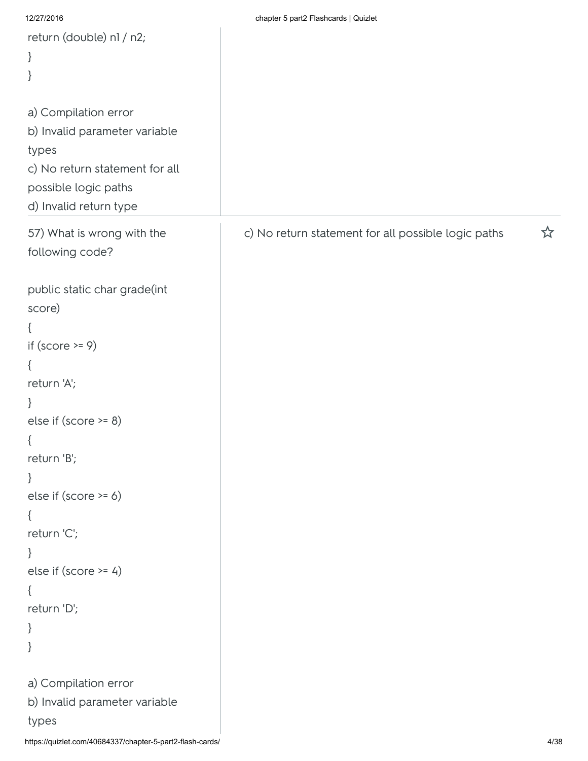```
return (double) n1 / n2;
}
}
```

a) Compilation error
b) Invalid parameter variable types
c) No return statement for all possible logic paths
d) Invalid return type

57) What is wrong with the following code?

```
public static char grade(int score)
{
if (score >= 9)
{
return 'A';
}
else if (score >= 8)
{
return 'B';
}
else if (score >= 6)
{
return 'C';
}
else if (score >= 4)
{
return 'D';
}
}
```

a) Compilation error
b) Invalid parameter variable types

c) No return statement for all possible logic paths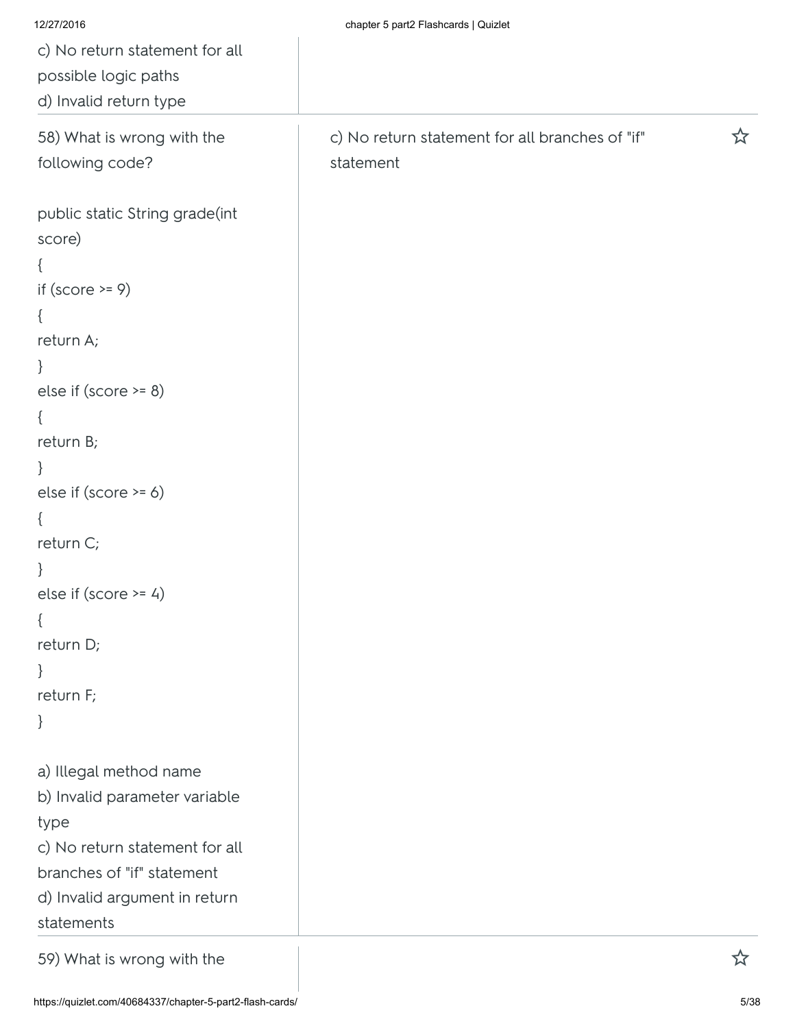c) No return statement for all possible logic paths
d) Invalid return type

---

58) What is wrong with the following code?

```
public static String grade(int score)
{
if (score >= 9)
{
return A;
}
else if (score >= 8)
{
return B;
}
else if (score >= 6)
{
return C;
}
else if (score >= 4)
{
return D;
}
return F;
}
```

a) Illegal method name
b) Invalid parameter variable type
c) No return statement for all branches of "if" statement
d) Invalid argument in return statements

c) No return statement for all branches of "if" statement

---

59) What is wrong with the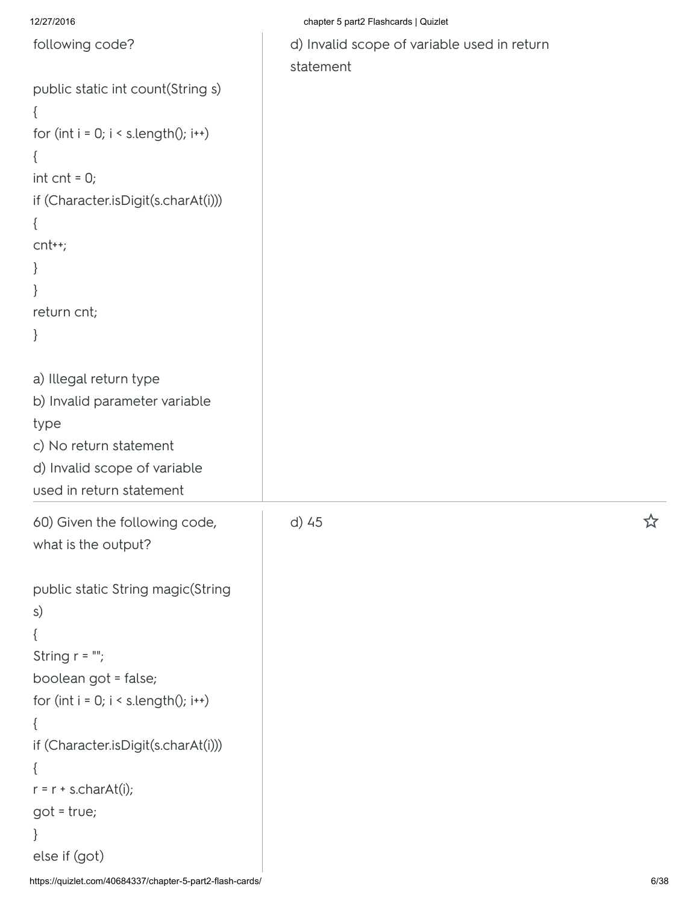following code?

```
public static int count(String s)
{
for (int i = 0; i < s.length(); i++)
{
int cnt = 0;
if (Character.isDigit(s.charAt(i)))
{
cnt++;
}
}
return cnt;
}
```

a) Illegal return type
b) Invalid parameter variable type
c) No return statement
d) Invalid scope of variable used in return statement

d) Invalid scope of variable used in return statement

---

60) Given the following code, what is the output?

```
public static String magic(String s)
{
String r = "";
boolean got = false;
for (int i = 0; i < s.length(); i++)
{
if (Character.isDigit(s.charAt(i)))
{
r = r + s.charAt(i);
got = true;
}
else if (got)
```

d) 45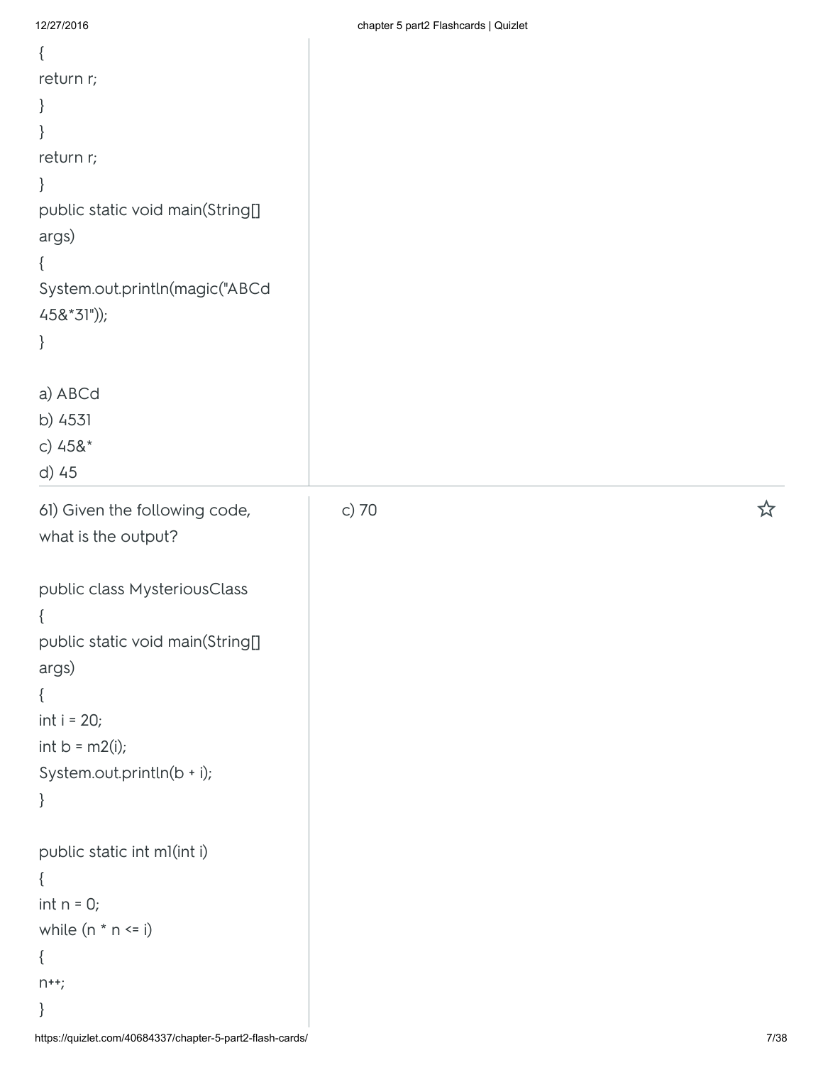```
{
return r;
}
}
return r;
}
public static void main(String[] args)
{
System.out.println(magic("ABCd 45&*31"));
}
```

a) ABCd
b) 4531
c) 45&*
d) 45

---

61) Given the following code, what is the output?

```
public class MysteriousClass
{
public static void main(String[] args)
{
int i = 20;
int b = m2(i);
System.out.println(b + i);
}

public static int m1(int i)
{
int n = 0;
while (n * n <= i)
{
n++;
}
```

c) 70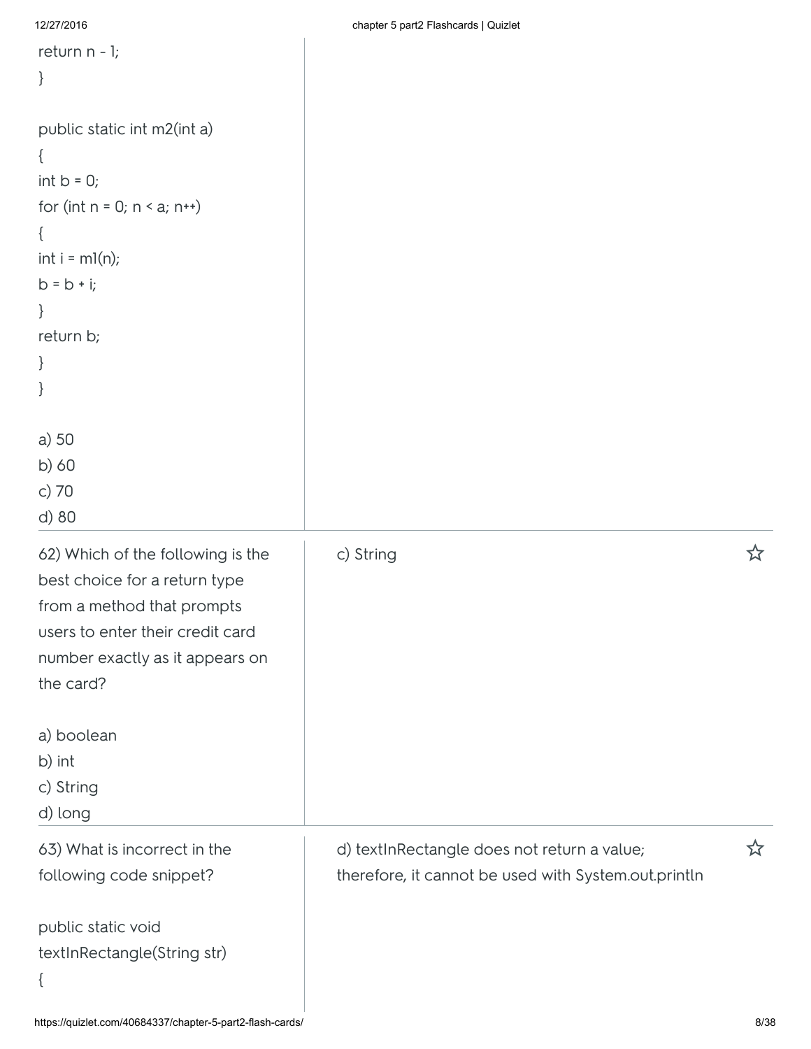```
return n - 1;
}

public static int m2(int a)
{
int b = 0;
for (int n = 0; n < a; n++)
{
int i = m1(n);
b = b + i;
}
return b;
}
}
```

a) 50
b) 60
c) 70
d) 80

---

62) Which of the following is the best choice for a return type from a method that prompts users to enter their credit card number exactly as it appears on the card?

a) boolean
b) int
c) String
d) long

c) String

---

63) What is incorrect in the following code snippet?

```
public static void
textInRectangle(String str)
{
```

d) textInRectangle does not return a value; therefore, it cannot be used with System.out.println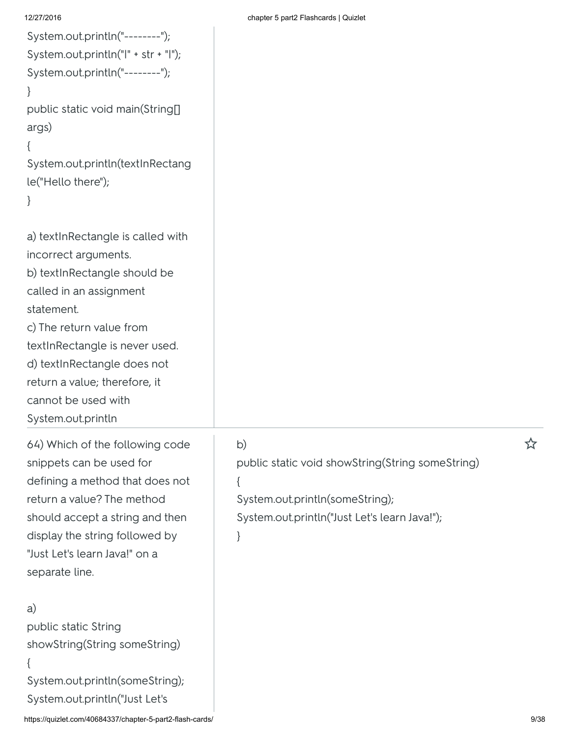```
System.out.println("--------");
System.out.println("|" + str + "|");
System.out.println("--------");
}
public static void main(String[] args)
{
System.out.println(textInRectangle("Hello there");
}
```

a) textInRectangle is called with incorrect arguments.
b) textInRectangle should be called in an assignment statement.
c) The return value from textInRectangle is never used.
d) textInRectangle does not return a value; therefore, it cannot be used with System.out.println

---

64) Which of the following code snippets can be used for defining a method that does not return a value? The method should accept a string and then display the string followed by "Just Let's learn Java!" on a separate line.

a)

```
public static String showString(String someString)
{
System.out.println(someString);
System.out.println("Just Let's
```

**Answer:**

b)

```
public static void showString(String someString)
{
System.out.println(someString);
System.out.println("Just Let's learn Java!");
}
```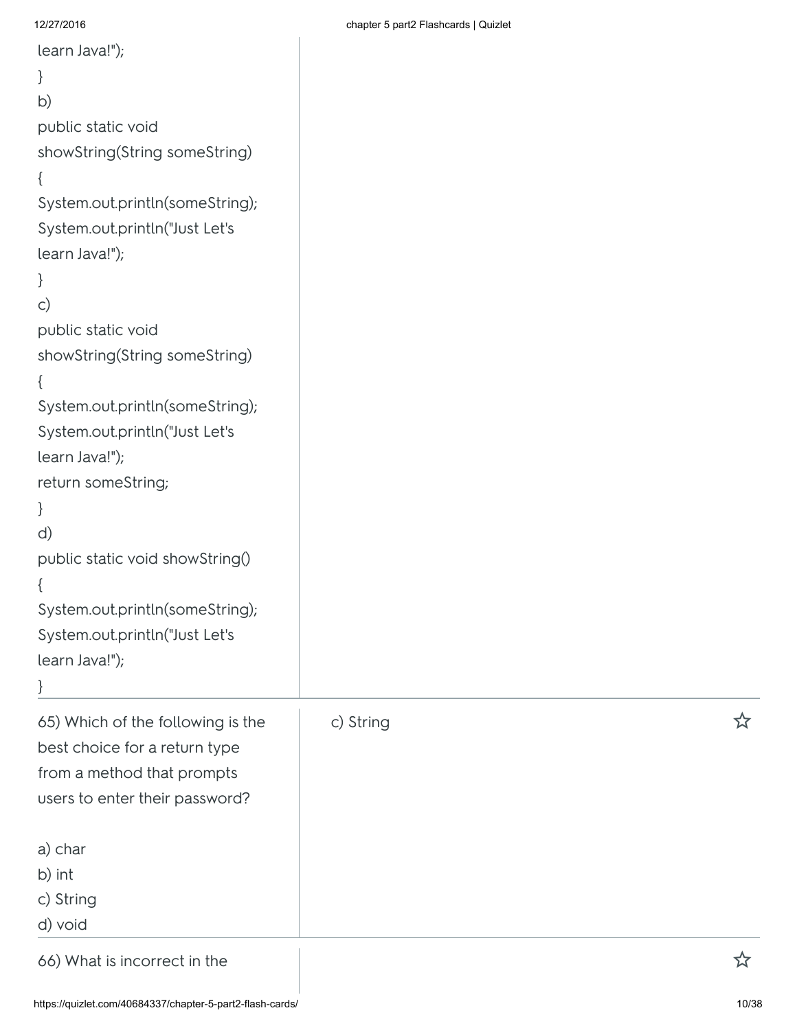learn Java!");
}
b)
public static void
showString(String someString)
{
System.out.println(someString);
System.out.println("Just Let's
learn Java!");
}
c)
public static void
showString(String someString)
{
System.out.println(someString);
System.out.println("Just Let's
learn Java!");
return someString;
}
d)
public static void showString()
{
System.out.println(someString);
System.out.println("Just Let's
learn Java!");
}

---

65) Which of the following is the best choice for a return type from a method that prompts users to enter their password?

a) char
b) int
c) String
d) void

c) String

---

66) What is incorrect in the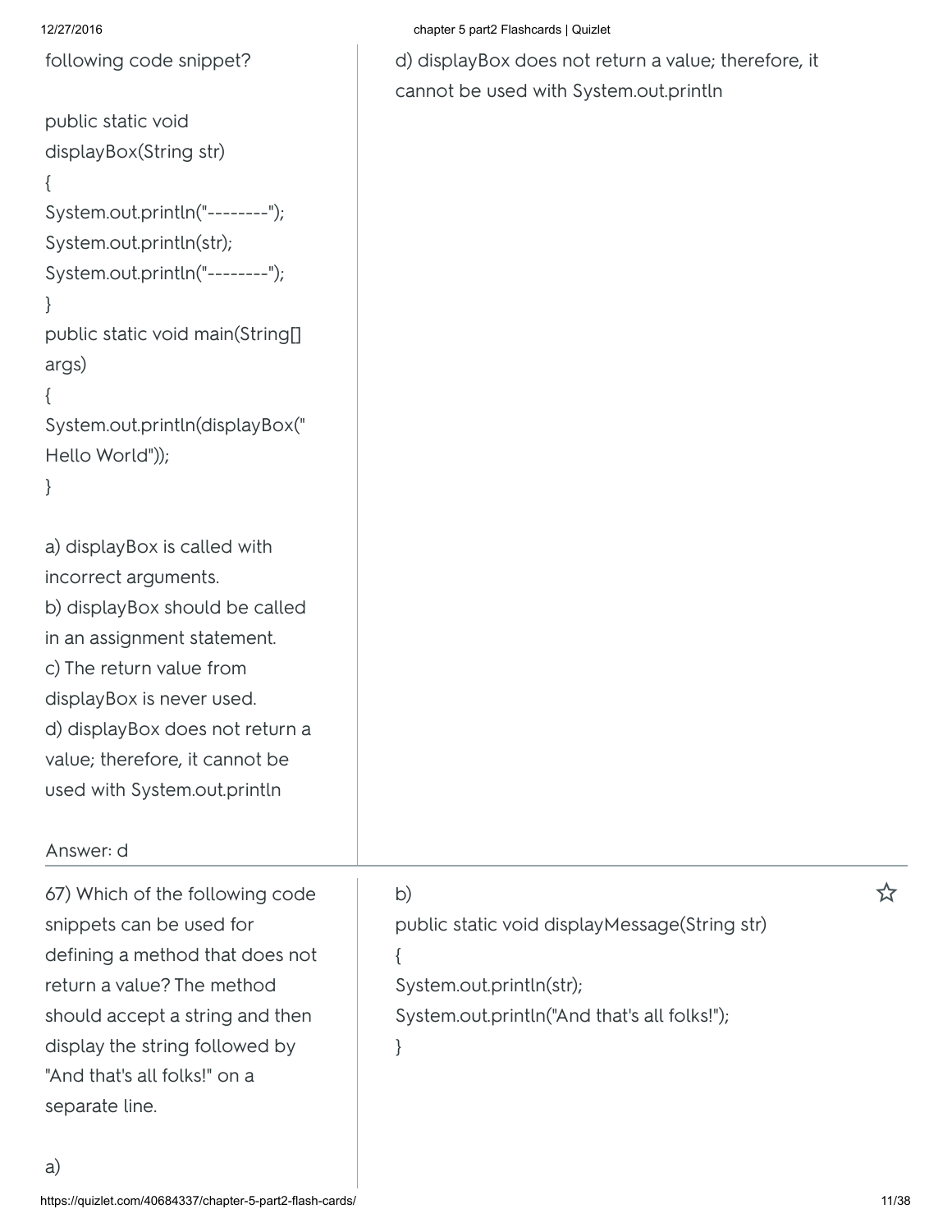following code snippet?

```
public static void
displayBox(String str)
{
System.out.println("--------");
System.out.println(str);
System.out.println("--------");
}
public static void main(String[]
args)
{
System.out.println(displayBox("
Hello World"));
}
```

a) displayBox is called with incorrect arguments.
b) displayBox should be called in an assignment statement.
c) The return value from displayBox is never used.
d) displayBox does not return a value; therefore, it cannot be used with System.out.println

Answer: d

d) displayBox does not return a value; therefore, it cannot be used with System.out.println

---

67) Which of the following code snippets can be used for defining a method that does not return a value? The method should accept a string and then display the string followed by "And that's all folks!" on a separate line.

a)

b)

```
public static void displayMessage(String str)
{
System.out.println(str);
System.out.println("And that's all folks!");
}
```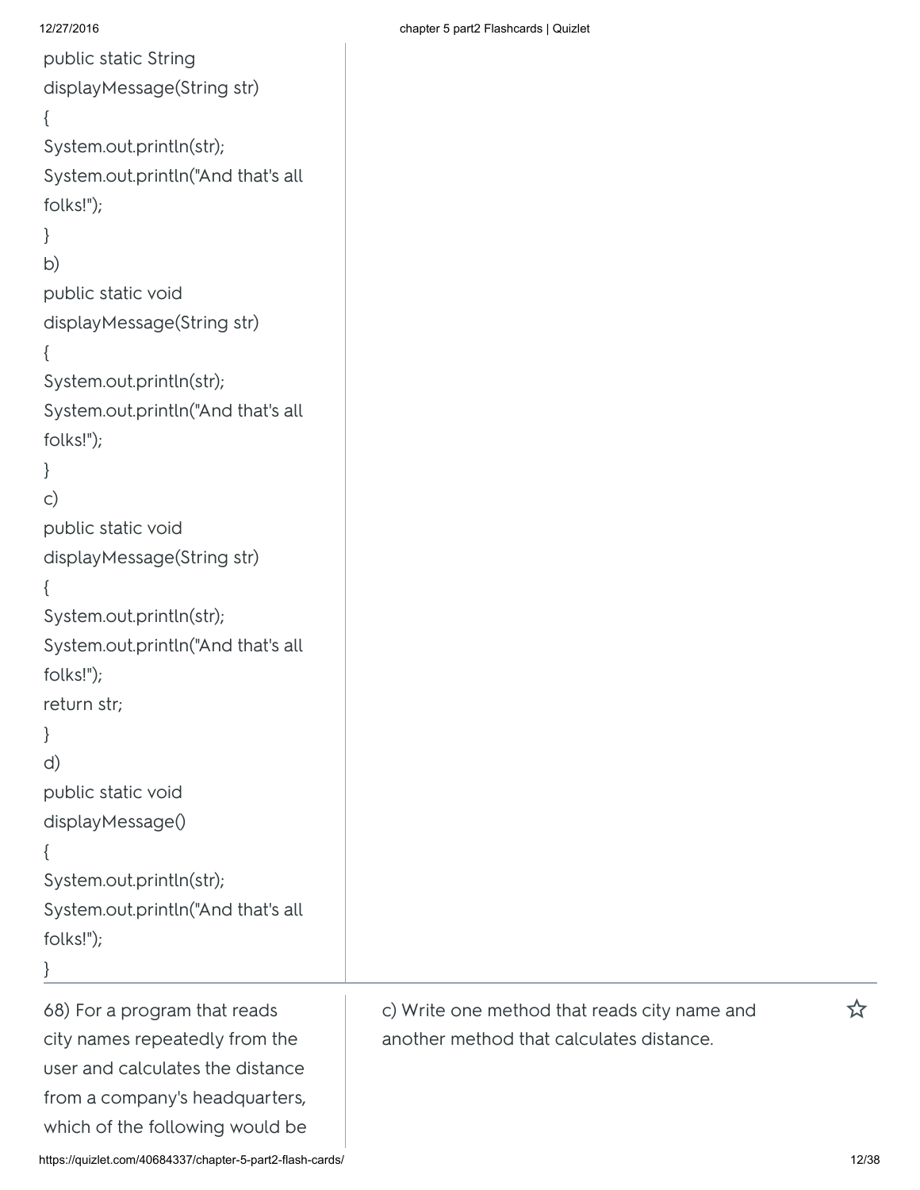```
public static String
displayMessage(String str)
{
System.out.println(str);
System.out.println("And that's all
folks!");
}
```

b)

```
public static void
displayMessage(String str)
{
System.out.println(str);
System.out.println("And that's all
folks!");
}
```

c)

```
public static void
displayMessage(String str)
{
System.out.println(str);
System.out.println("And that's all
folks!");
return str;
}
```

d)

```
public static void
displayMessage()
{
System.out.println(str);
System.out.println("And that's all
folks!");
}
```

68) For a program that reads city names repeatedly from the user and calculates the distance from a company's headquarters, which of the following would be

c) Write one method that reads city name and another method that calculates distance.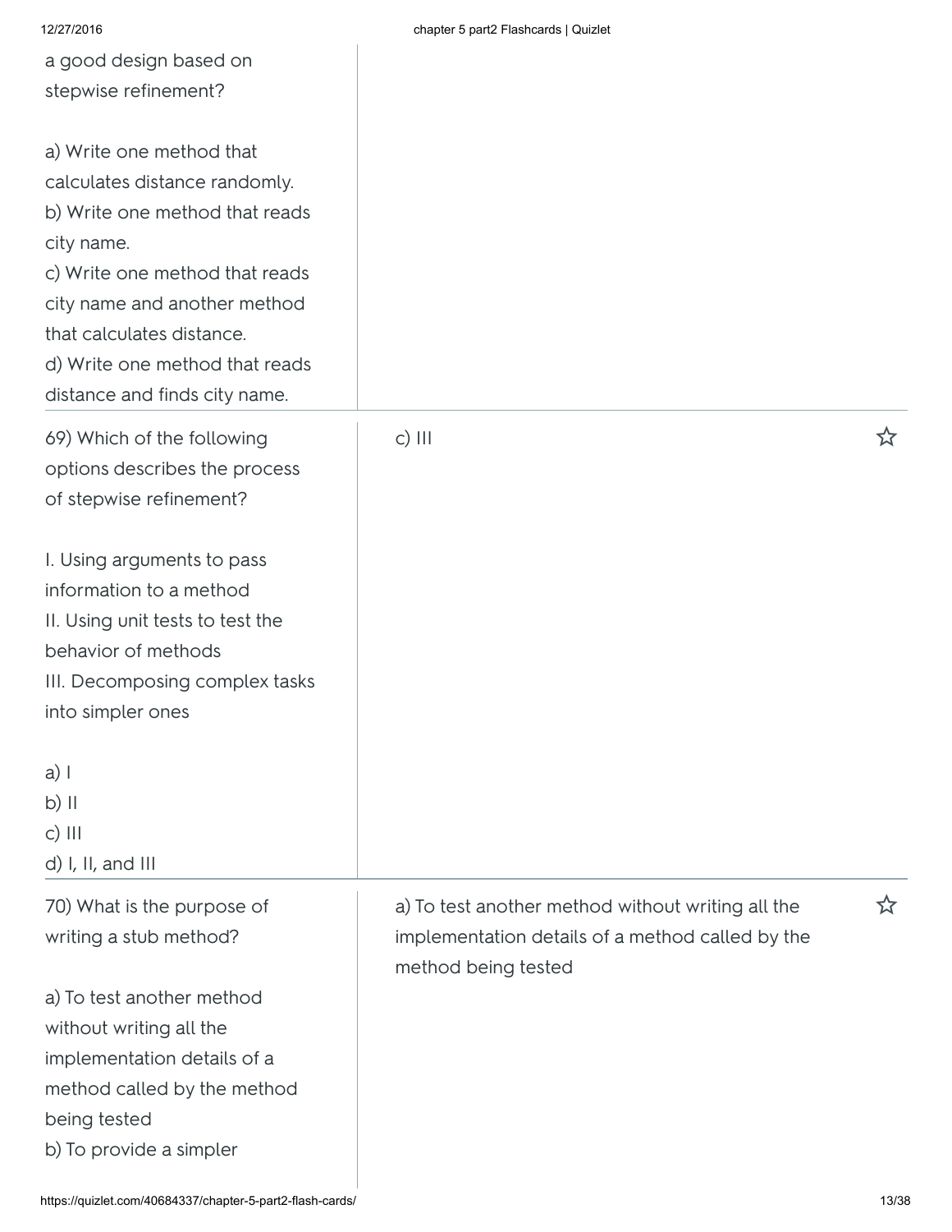a good design based on stepwise refinement?

a) Write one method that calculates distance randomly.
b) Write one method that reads city name.
c) Write one method that reads city name and another method that calculates distance.
d) Write one method that reads distance and finds city name.

| Question | Answer |
|---|---|
| 69) Which of the following options describes the process of stepwise refinement?<br><br>I. Using arguments to pass information to a method<br>II. Using unit tests to test the behavior of methods<br>III. Decomposing complex tasks into simpler ones<br><br>a) I<br>b) II<br>c) III<br>d) I, II, and III | c) III |
| 70) What is the purpose of writing a stub method?<br><br>a) To test another method without writing all the implementation details of a method called by the method being tested<br>b) To provide a simpler | a) To test another method without writing all the implementation details of a method called by the method being tested |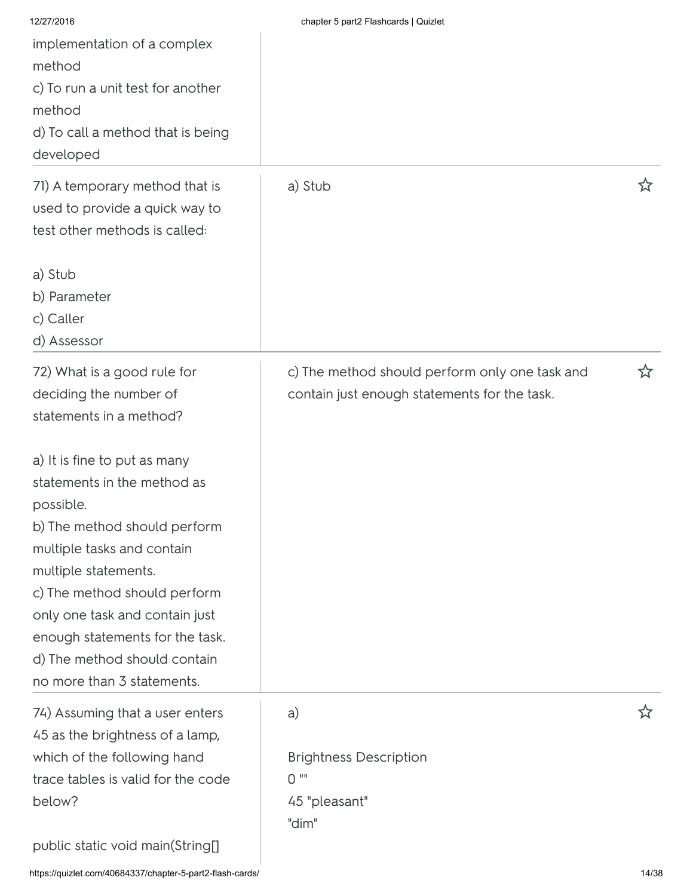implementation of a complex method
c) To run a unit test for another method
d) To call a method that is being developed

---

71) A temporary method that is used to provide a quick way to test other methods is called:

a) Stub
b) Parameter
c) Caller
d) Assessor

**Answer:** a) Stub

---

72) What is a good rule for deciding the number of statements in a method?

a) It is fine to put as many statements in the method as possible.
b) The method should perform multiple tasks and contain multiple statements.
c) The method should perform only one task and contain just enough statements for the task.
d) The method should contain no more than 3 statements.

**Answer:** c) The method should perform only one task and contain just enough statements for the task.

---

74) Assuming that a user enters 45 as the brightness of a lamp, which of the following hand trace tables is valid for the code below?

public static void main(String[]

**Answer:** a)

Brightness Description
0 ""
45 "pleasant"
"dim"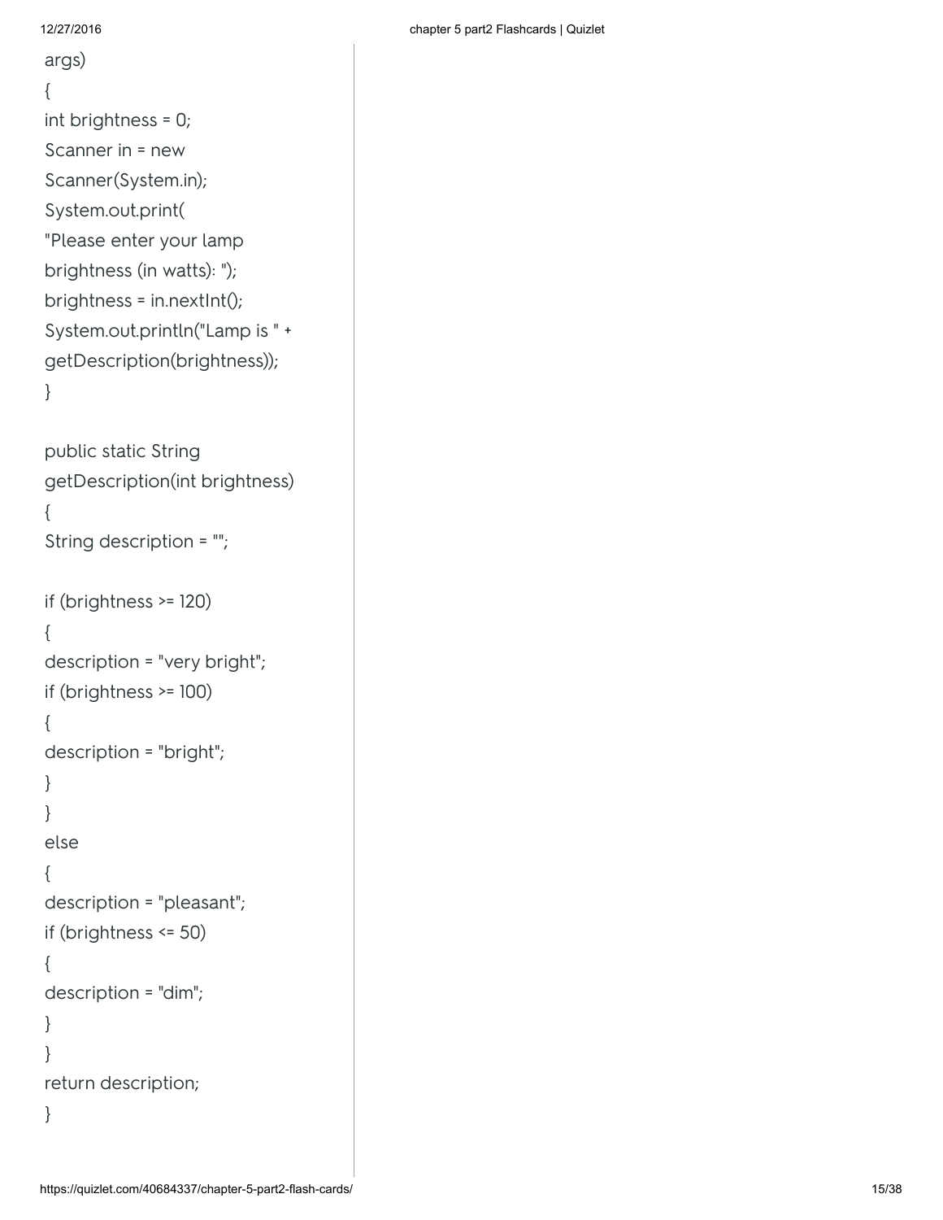```
args)
{
int brightness = 0;
Scanner in = new
Scanner(System.in);
System.out.print(
"Please enter your lamp
brightness (in watts): ");
brightness = in.nextInt();
System.out.println("Lamp is " +
getDescription(brightness));
}

public static String
getDescription(int brightness)
{
String description = "";

if (brightness >= 120)
{
description = "very bright";
if (brightness >= 100)
{
description = "bright";
}
}
else
{
description = "pleasant";
if (brightness <= 50)
{
description = "dim";
}
}
return description;
}
```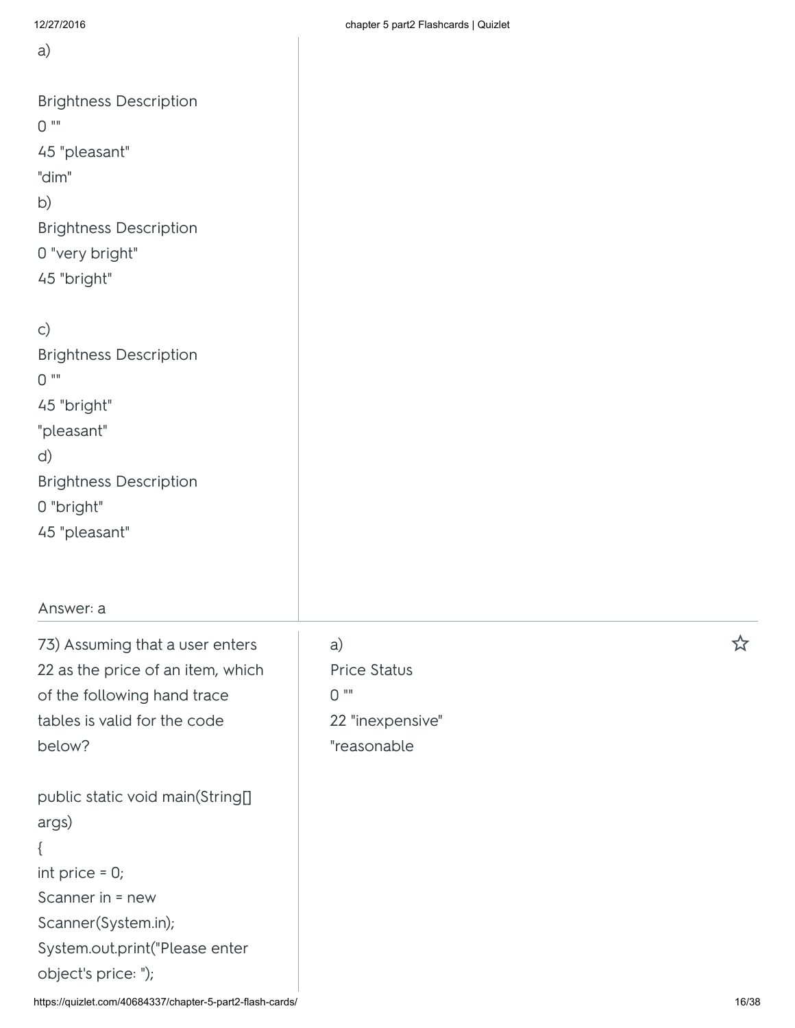a)

Brightness Description
0 ""
45 "pleasant"
"dim"

b)
Brightness Description
0 "very bright"
45 "bright"

c)
Brightness Description
0 ""
45 "bright"
"pleasant"

d)
Brightness Description
0 "bright"
45 "pleasant"

Answer: a

73) Assuming that a user enters 22 as the price of an item, which of the following hand trace tables is valid for the code below?

```
public static void main(String[] args)
{
int price = 0;
Scanner in = new Scanner(System.in);
System.out.print("Please enter object's price: ");
```

a)
Price Status
0 ""
22 "inexpensive"
"reasonable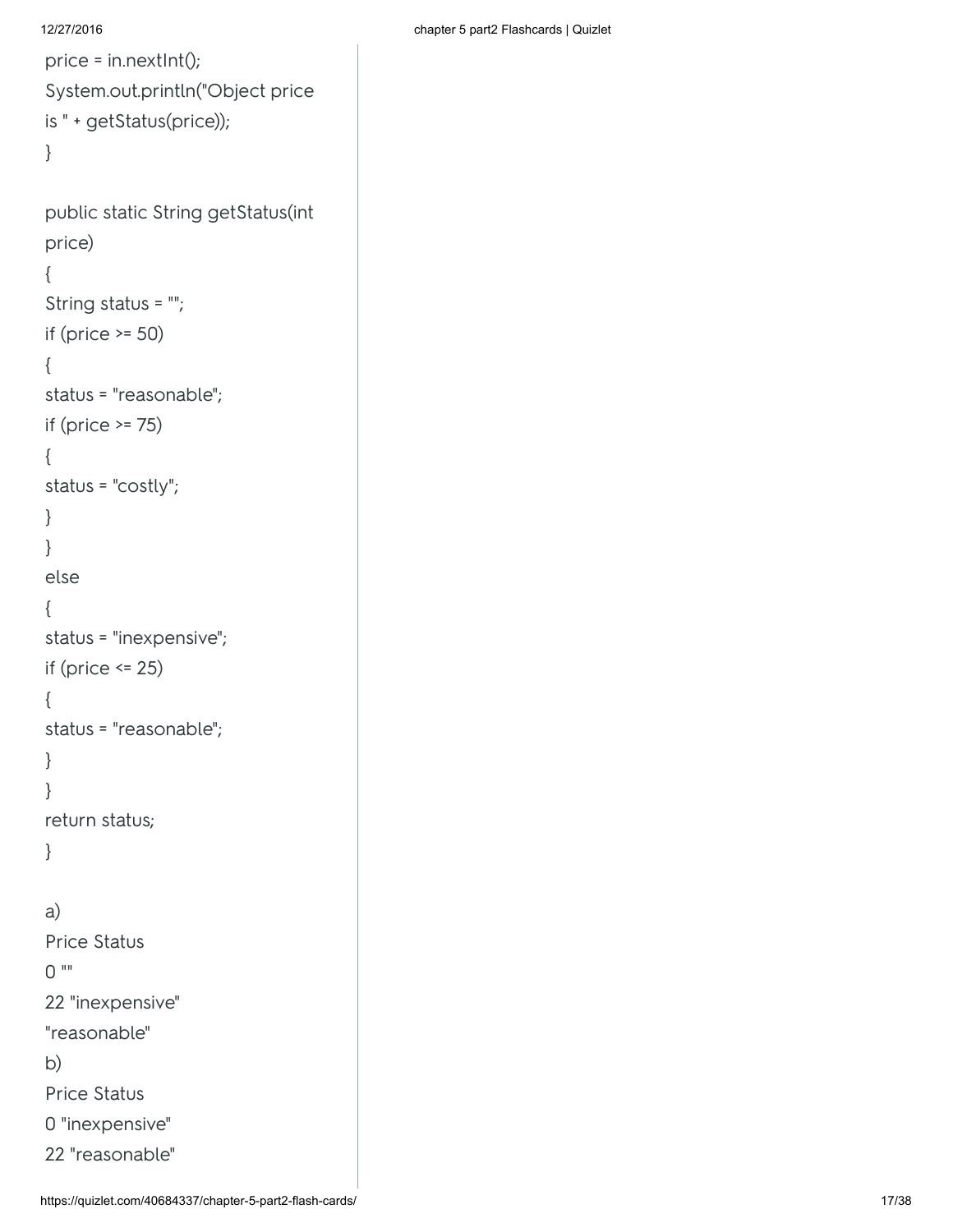```
price = in.nextInt();
System.out.println("Object price
is " + getStatus(price));
}

public static String getStatus(int
price)
{
String status = "";
if (price >= 50)
{
status = "reasonable";
if (price >= 75)
{
status = "costly";
}
}
else
{
status = "inexpensive";
if (price <= 25)
{
status = "reasonable";
}
}
return status;
}
```

a)
Price Status
0 ""
22 "inexpensive"
"reasonable"
b)
Price Status
0 "inexpensive"
22 "reasonable"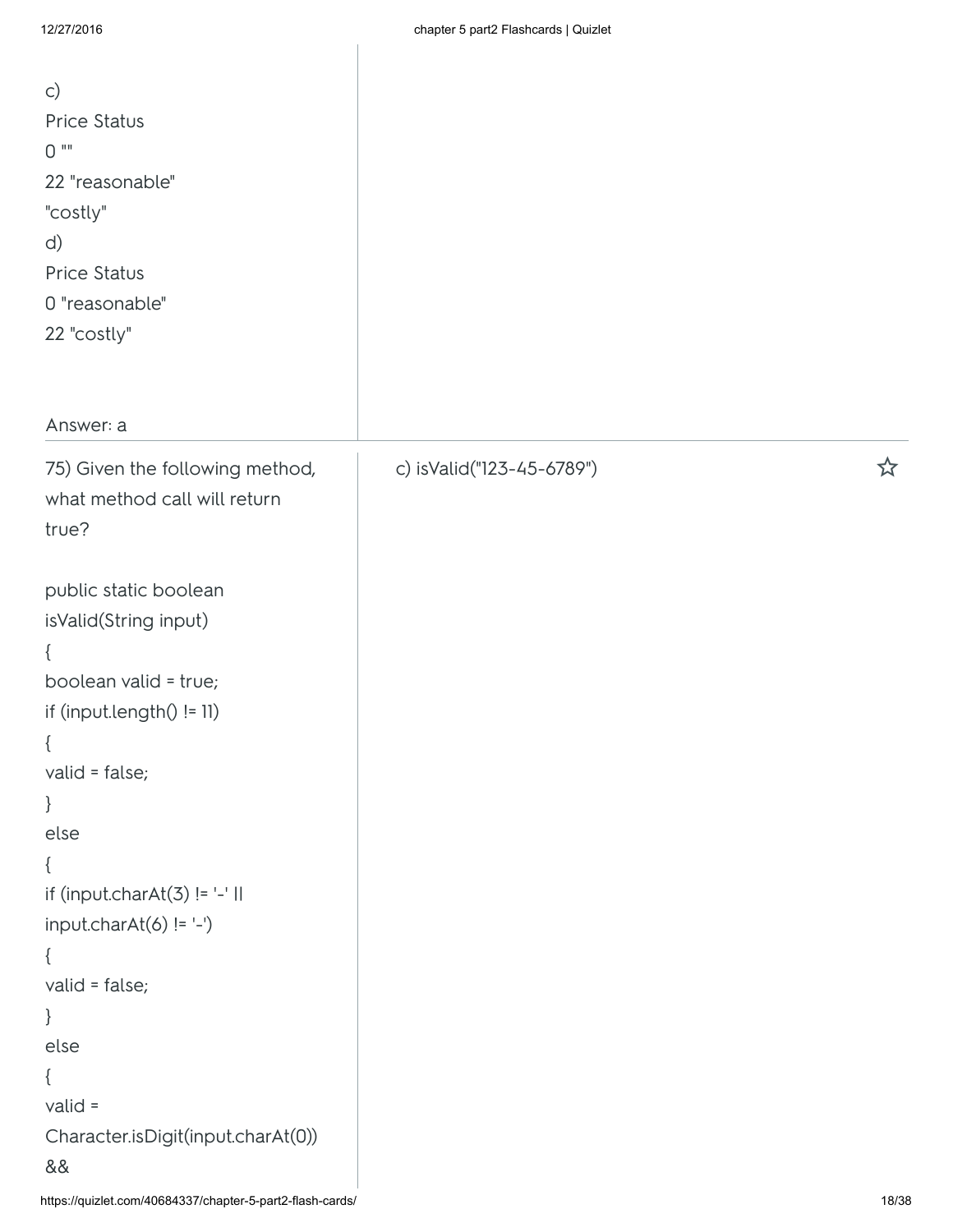c)
Price Status
0 ""
22 "reasonable"
"costly"
d)
Price Status
0 "reasonable"
22 "costly"

Answer: a

75) Given the following method, what method call will return true?

```
public static boolean
isValid(String input)
{
boolean valid = true;
if (input.length() != 11)
{
valid = false;
}
else
{
if (input.charAt(3) != '-' ||
input.charAt(6) != '-')
{
valid = false;
}
else
{
valid =
Character.isDigit(input.charAt(0))
&&
```

c) isValid("123-45-6789")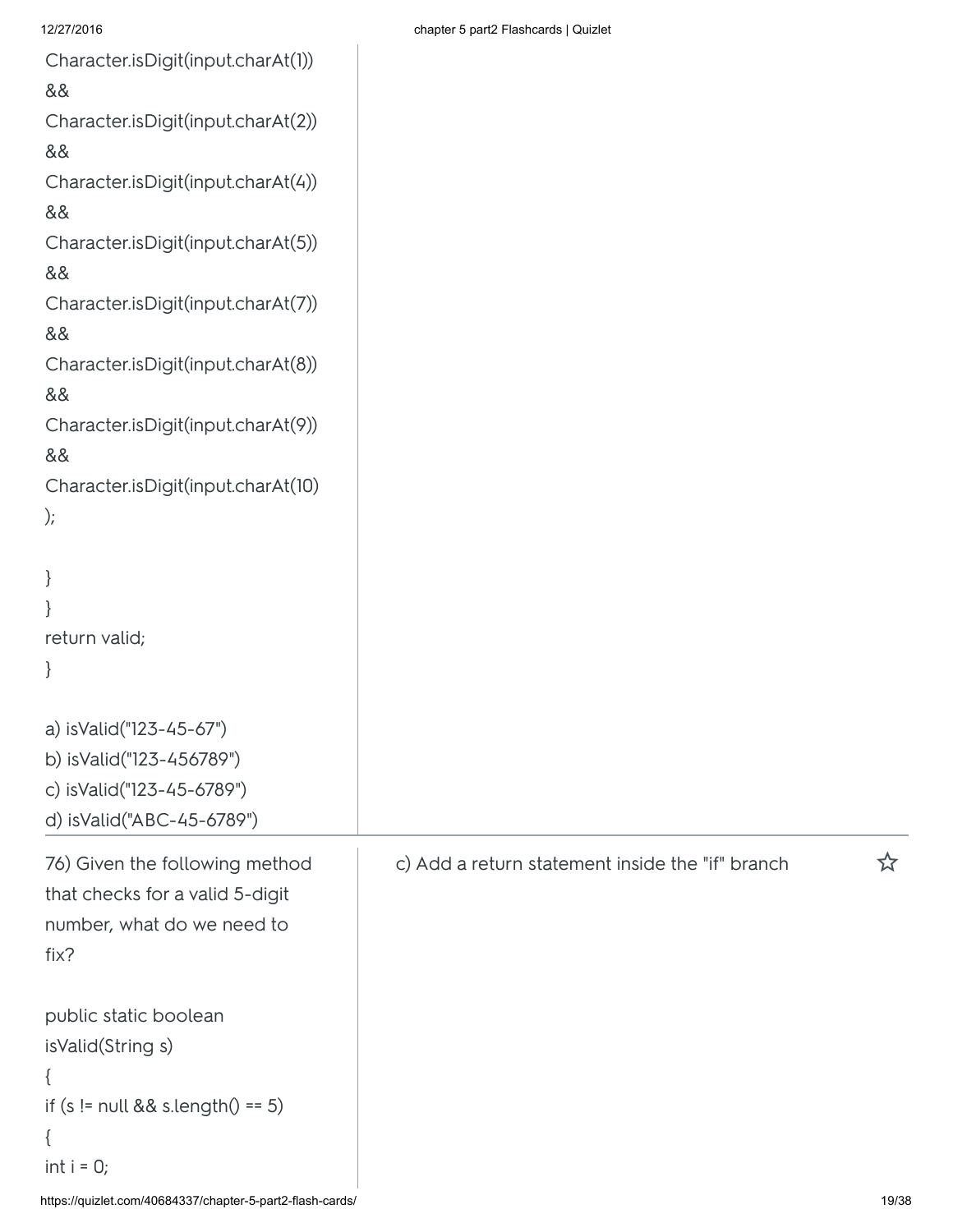```
Character.isDigit(input.charAt(1))
&&
Character.isDigit(input.charAt(2))
&&
Character.isDigit(input.charAt(4))
&&
Character.isDigit(input.charAt(5))
&&
Character.isDigit(input.charAt(7))
&&
Character.isDigit(input.charAt(8))
&&
Character.isDigit(input.charAt(9))
&&
Character.isDigit(input.charAt(10)
);

}
}
return valid;
}
```

a) isValid("123-45-67")
b) isValid("123-456789")
c) isValid("123-45-6789")
d) isValid("ABC-45-6789")

---

76) Given the following method that checks for a valid 5-digit number, what do we need to fix?

```
public static boolean
isValid(String s)
{
if (s != null && s.length() == 5)
{
int i = 0;
```

c) Add a return statement inside the "if" branch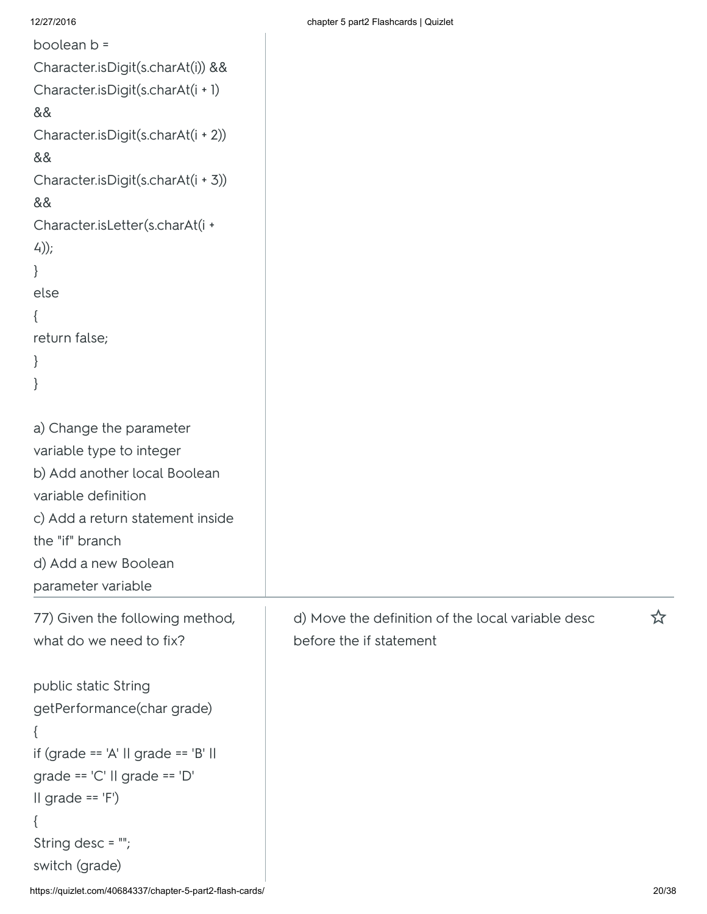```
boolean b =
Character.isDigit(s.charAt(i)) &&
Character.isDigit(s.charAt(i + 1)
&&
Character.isDigit(s.charAt(i + 2))
&&
Character.isDigit(s.charAt(i + 3))
&&
Character.isLetter(s.charAt(i +
4));
}
else
{
return false;
}
}
```

a) Change the parameter variable type to integer
b) Add another local Boolean variable definition
c) Add a return statement inside the "if" branch
d) Add a new Boolean parameter variable

---

77) Given the following method, what do we need to fix?

```
public static String
getPerformance(char grade)
{
if (grade == 'A' || grade == 'B' ||
grade == 'C' || grade == 'D'
|| grade == 'F')
{
String desc = "";
switch (grade)
```

d) Move the definition of the local variable desc before the if statement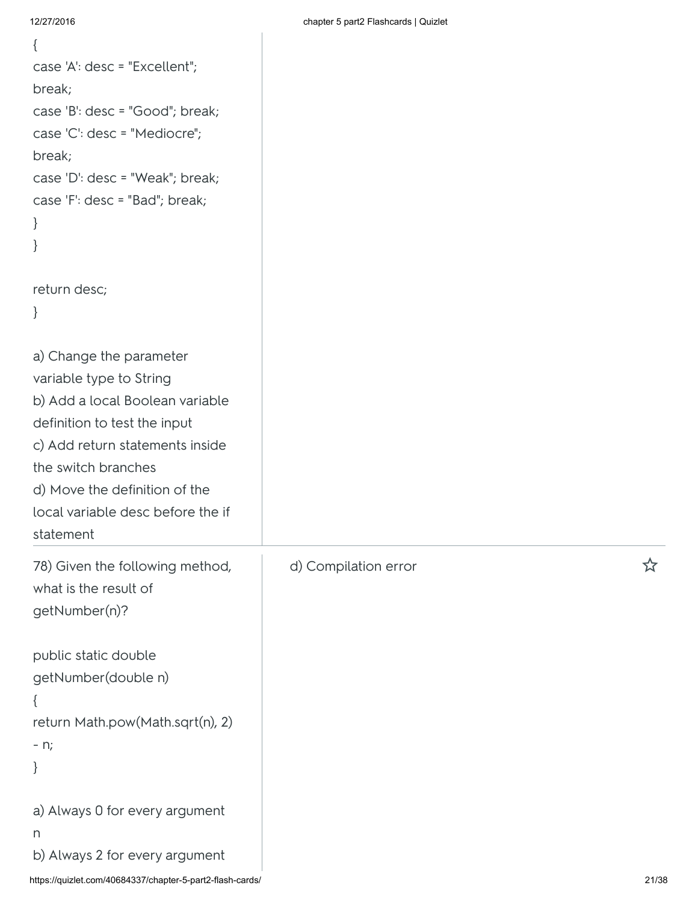```
{
case 'A': desc = "Excellent";
break;
case 'B': desc = "Good"; break;
case 'C': desc = "Mediocre";
break;
case 'D': desc = "Weak"; break;
case 'F': desc = "Bad"; break;
}
}

return desc;
}
```

a) Change the parameter variable type to String
b) Add a local Boolean variable definition to test the input
c) Add return statements inside the switch branches
d) Move the definition of the local variable desc before the if statement

---

78) Given the following method, what is the result of getNumber(n)?

```
public static double
getNumber(double n)
{
return Math.pow(Math.sqrt(n), 2)
- n;
}
```

a) Always 0 for every argument n
b) Always 2 for every argument

d) Compilation error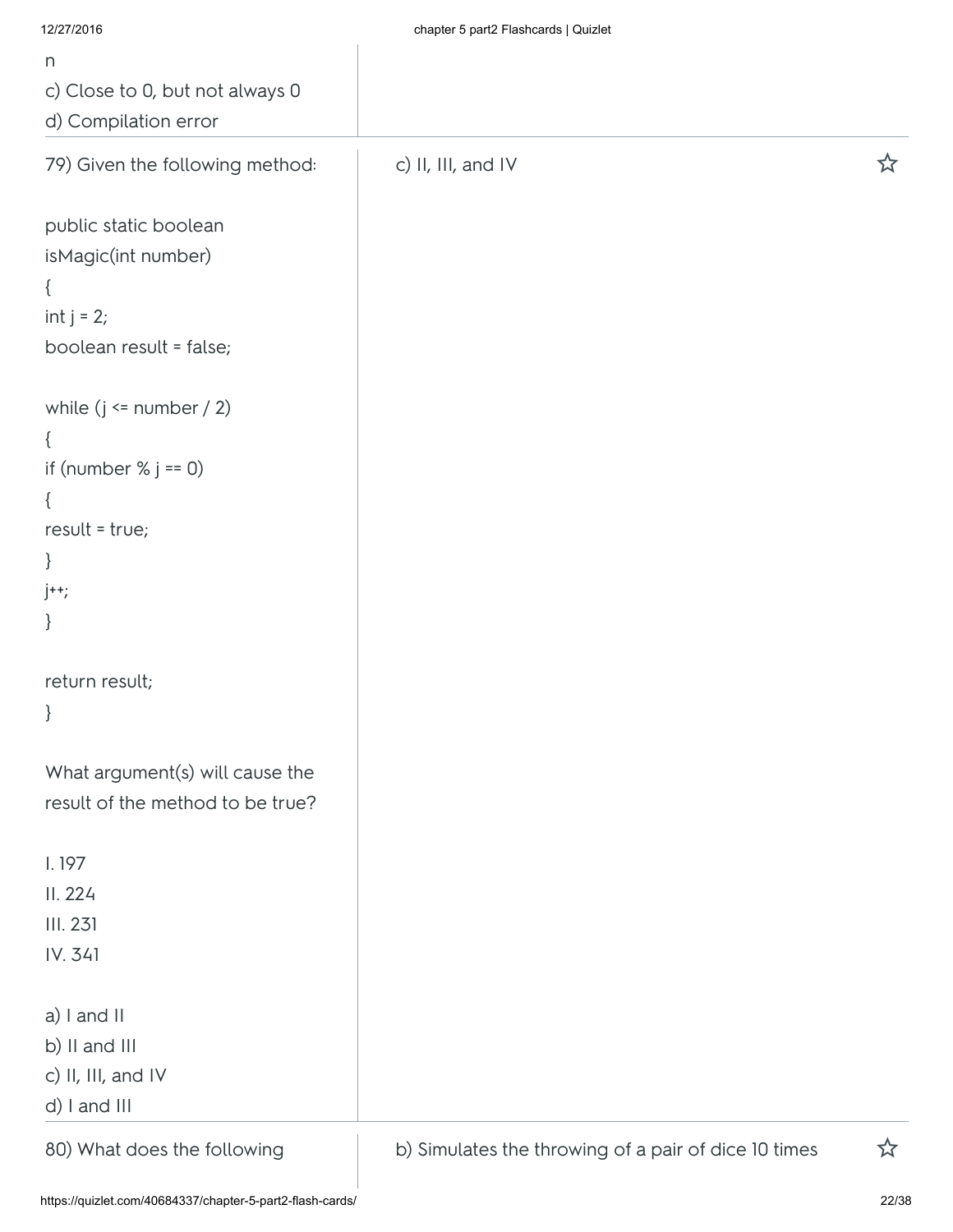n
c) Close to 0, but not always 0
d) Compilation error

79) Given the following method:

```
public static boolean
isMagic(int number)
{
int j = 2;
boolean result = false;

while (j <= number / 2)
{
if (number % j == 0)
{
result = true;
}
j++;
}

return result;
}
```

What argument(s) will cause the result of the method to be true?

I. 197
II. 224
III. 231
IV. 341

a) I and II
b) II and III
c) II, III, and IV
d) I and III

c) II, III, and IV

80) What does the following

b) Simulates the throwing of a pair of dice 10 times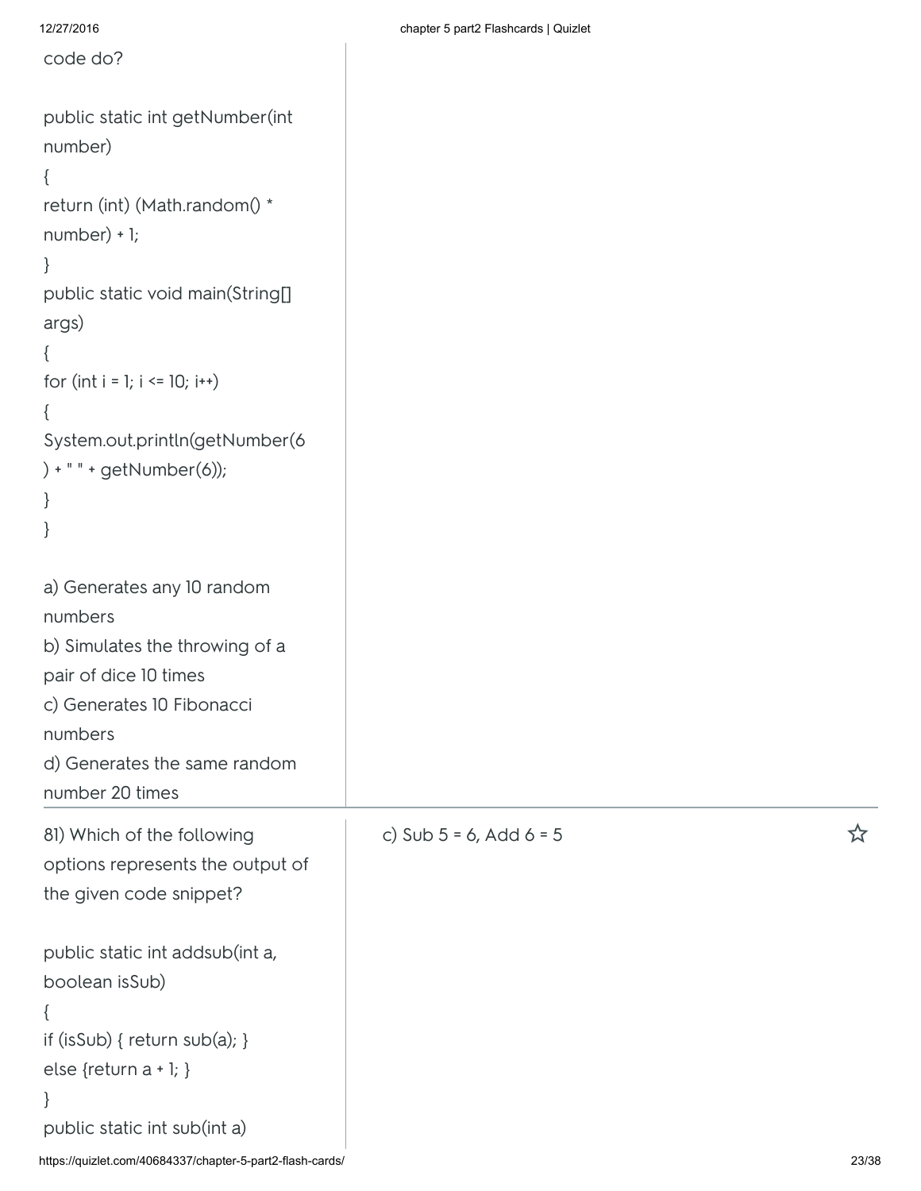code do?

```
public static int getNumber(int
number)
{
return (int) (Math.random() *
number) + 1;
}
public static void main(String[]
args)
{
for (int i = 1; i <= 10; i++)
{
System.out.println(getNumber(6
) + " " + getNumber(6));
}
}
```

a) Generates any 10 random numbers
b) Simulates the throwing of a pair of dice 10 times
c) Generates 10 Fibonacci numbers
d) Generates the same random number 20 times

---

81) Which of the following options represents the output of the given code snippet?

```
public static int addsub(int a,
boolean isSub)
{
if (isSub) { return sub(a); }
else {return a + 1; }
}
public static int sub(int a)
```

c) Sub 5 = 6, Add 6 = 5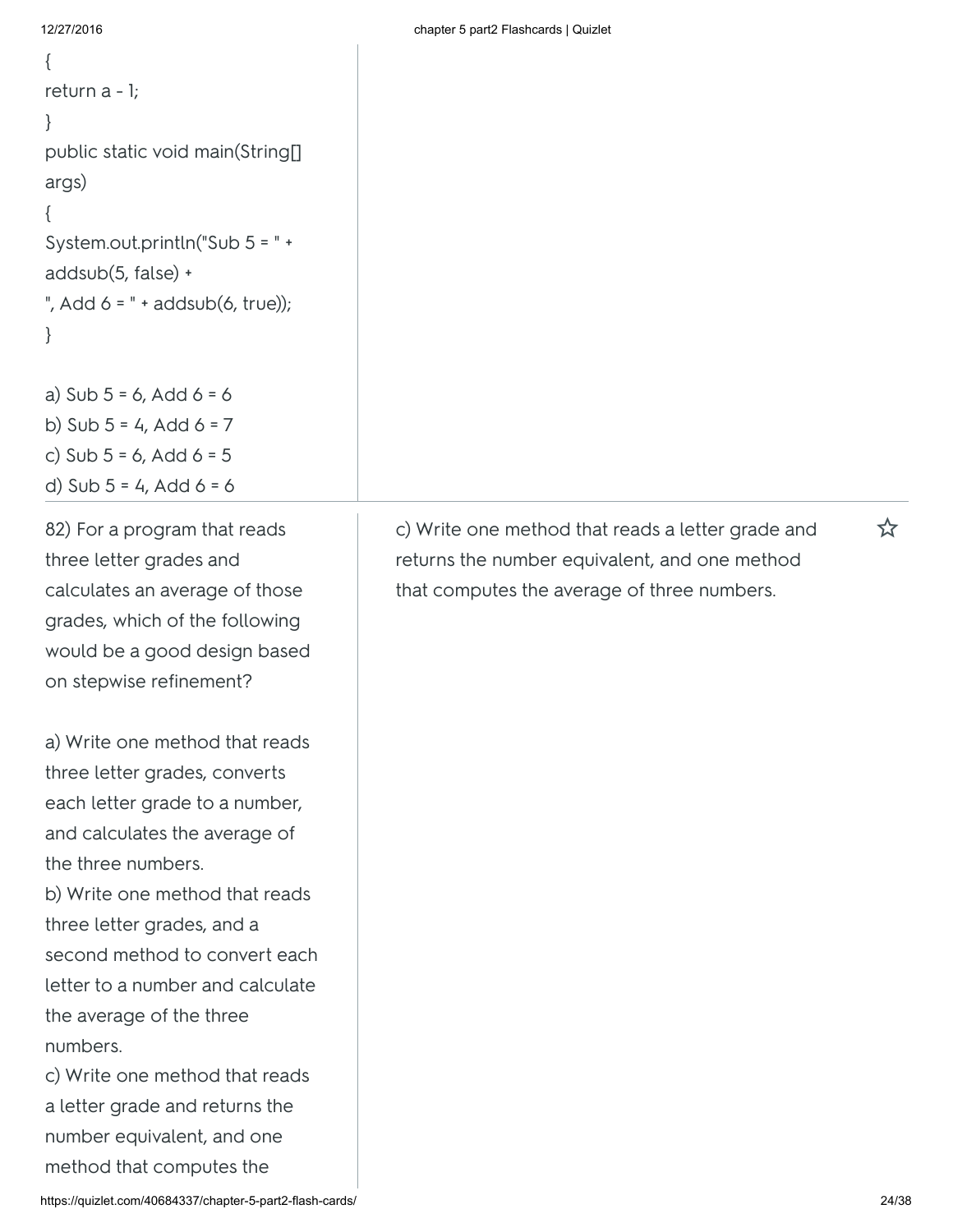```
{
return a - 1;
}
public static void main(String[] args)
{
System.out.println("Sub 5 = " + addsub(5, false) +
", Add 6 = " + addsub(6, true));
}
```

a) Sub 5 = 6, Add 6 = 6
b) Sub 5 = 4, Add 6 = 7
c) Sub 5 = 6, Add 6 = 5
d) Sub 5 = 4, Add 6 = 6

82) For a program that reads three letter grades and calculates an average of those grades, which of the following would be a good design based on stepwise refinement?

a) Write one method that reads three letter grades, converts each letter grade to a number, and calculates the average of the three numbers.
b) Write one method that reads three letter grades, and a second method to convert each letter to a number and calculate the average of the three numbers.
c) Write one method that reads a letter grade and returns the number equivalent, and one method that computes the

c) Write one method that reads a letter grade and returns the number equivalent, and one method that computes the average of three numbers.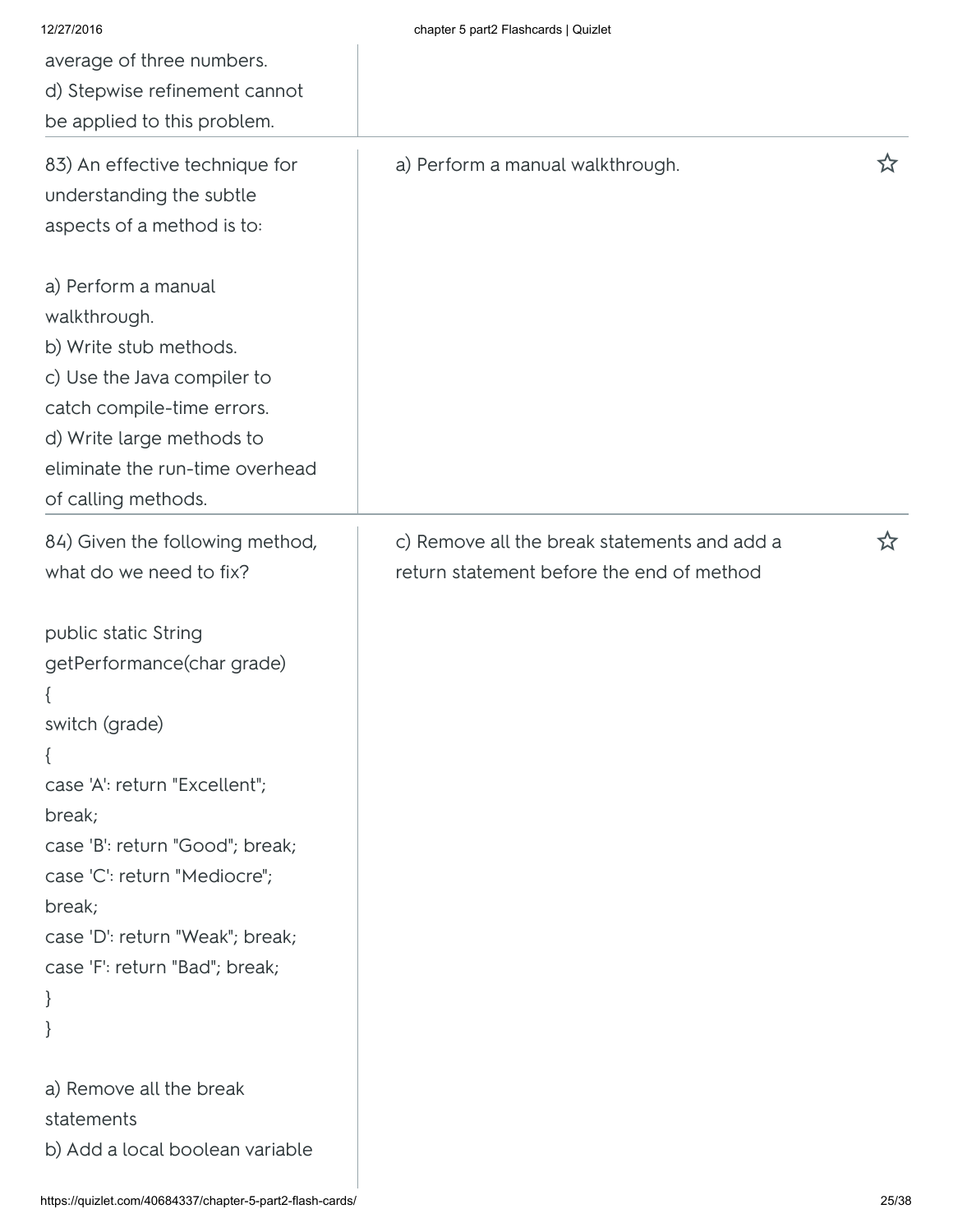average of three numbers.
d) Stepwise refinement cannot be applied to this problem.

---

83) An effective technique for understanding the subtle aspects of a method is to:

a) Perform a manual walkthrough.
b) Write stub methods.
c) Use the Java compiler to catch compile-time errors.
d) Write large methods to eliminate the run-time overhead of calling methods.

**Answer:** a) Perform a manual walkthrough.

---

84) Given the following method, what do we need to fix?

```
public static String
getPerformance(char grade)
{
switch (grade)
{
case 'A': return "Excellent";
break;
case 'B': return "Good"; break;
case 'C': return "Mediocre";
break;
case 'D': return "Weak"; break;
case 'F': return "Bad"; break;
}
}
```

a) Remove all the break statements
b) Add a local boolean variable

**Answer:** c) Remove all the break statements and add a return statement before the end of method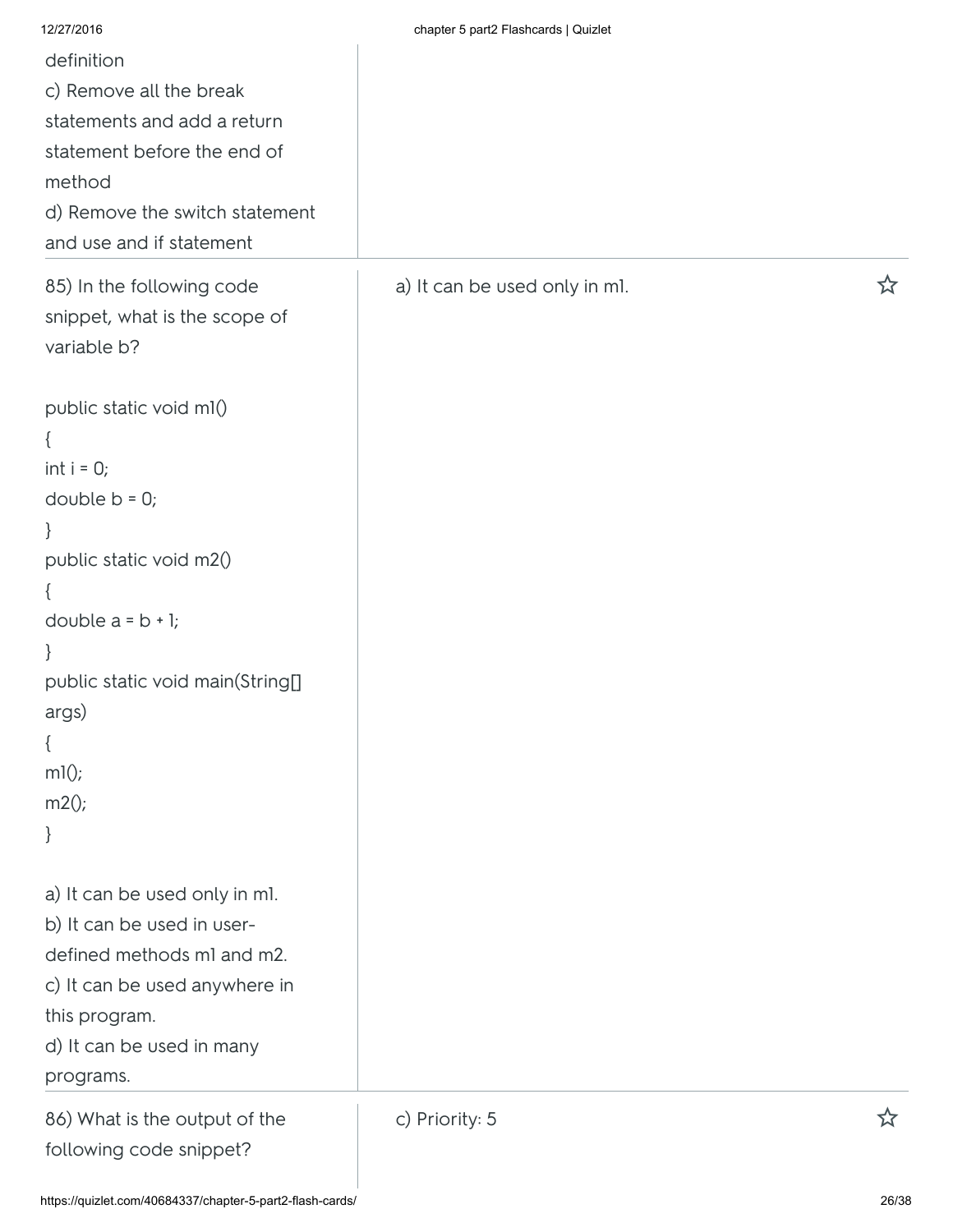definition
c) Remove all the break statements and add a return statement before the end of method
d) Remove the switch statement and use and if statement

85) In the following code snippet, what is the scope of variable b?

```
public static void m1()
{
int i = 0;
double b = 0;
}
public static void m2()
{
double a = b + 1;
}
public static void main(String[] args)
{
m1();
m2();
}
```

a) It can be used only in m1.
b) It can be used in user-defined methods m1 and m2.
c) It can be used anywhere in this program.
d) It can be used in many programs.

a) It can be used only in m1.

86) What is the output of the following code snippet?

c) Priority: 5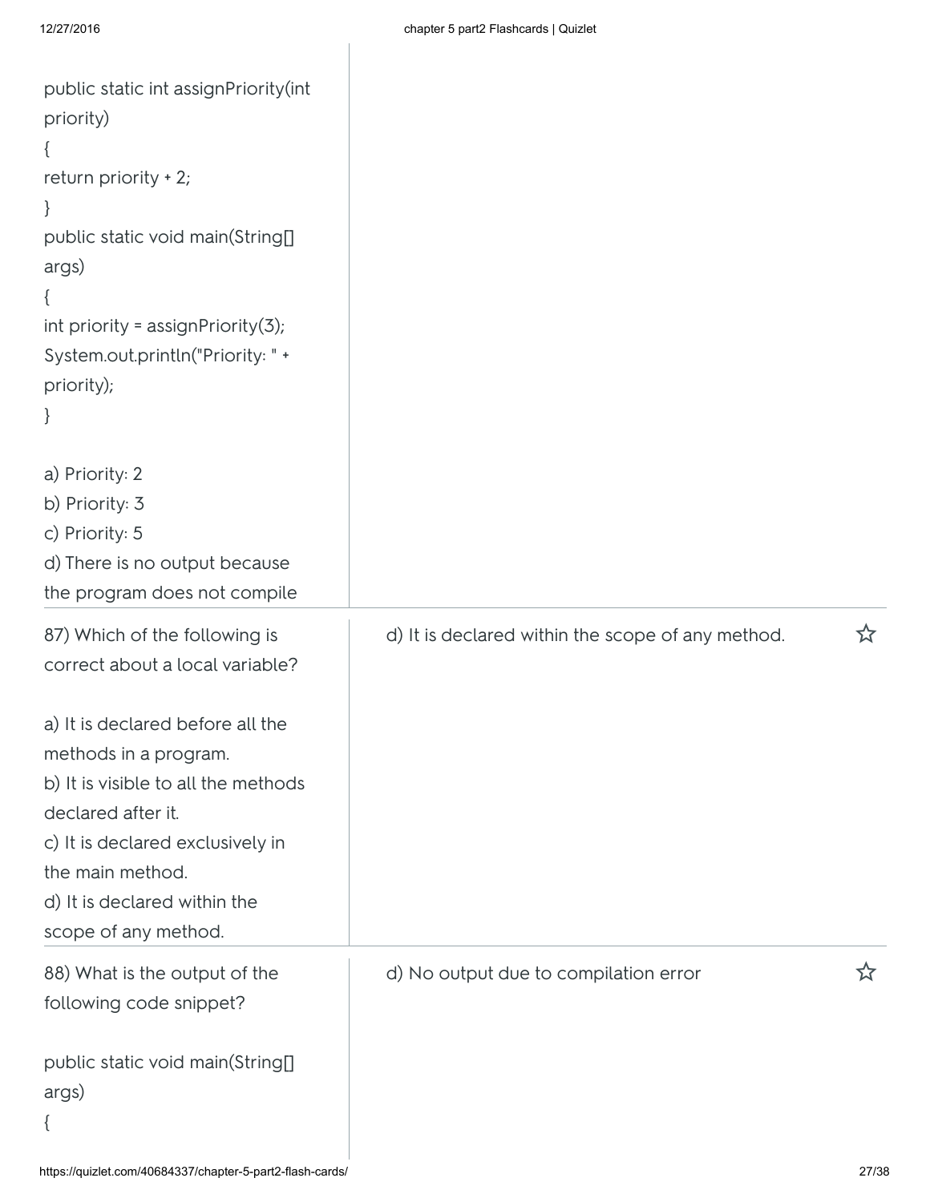```
public static int assignPriority(int priority)
{
return priority + 2;
}
public static void main(String[] args)
{
int priority = assignPriority(3);
System.out.println("Priority: " + priority);
}
```

a) Priority: 2
b) Priority: 3
c) Priority: 5
d) There is no output because the program does not compile

| | |
|---|---|
| 87) Which of the following is correct about a local variable?<br><br>a) It is declared before all the methods in a program.<br>b) It is visible to all the methods declared after it.<br>c) It is declared exclusively in the main method.<br>d) It is declared within the scope of any method. | d) It is declared within the scope of any method. |
| 88) What is the output of the following code snippet?<br><br>public static void main(String[] args)<br>{ | d) No output due to compilation error |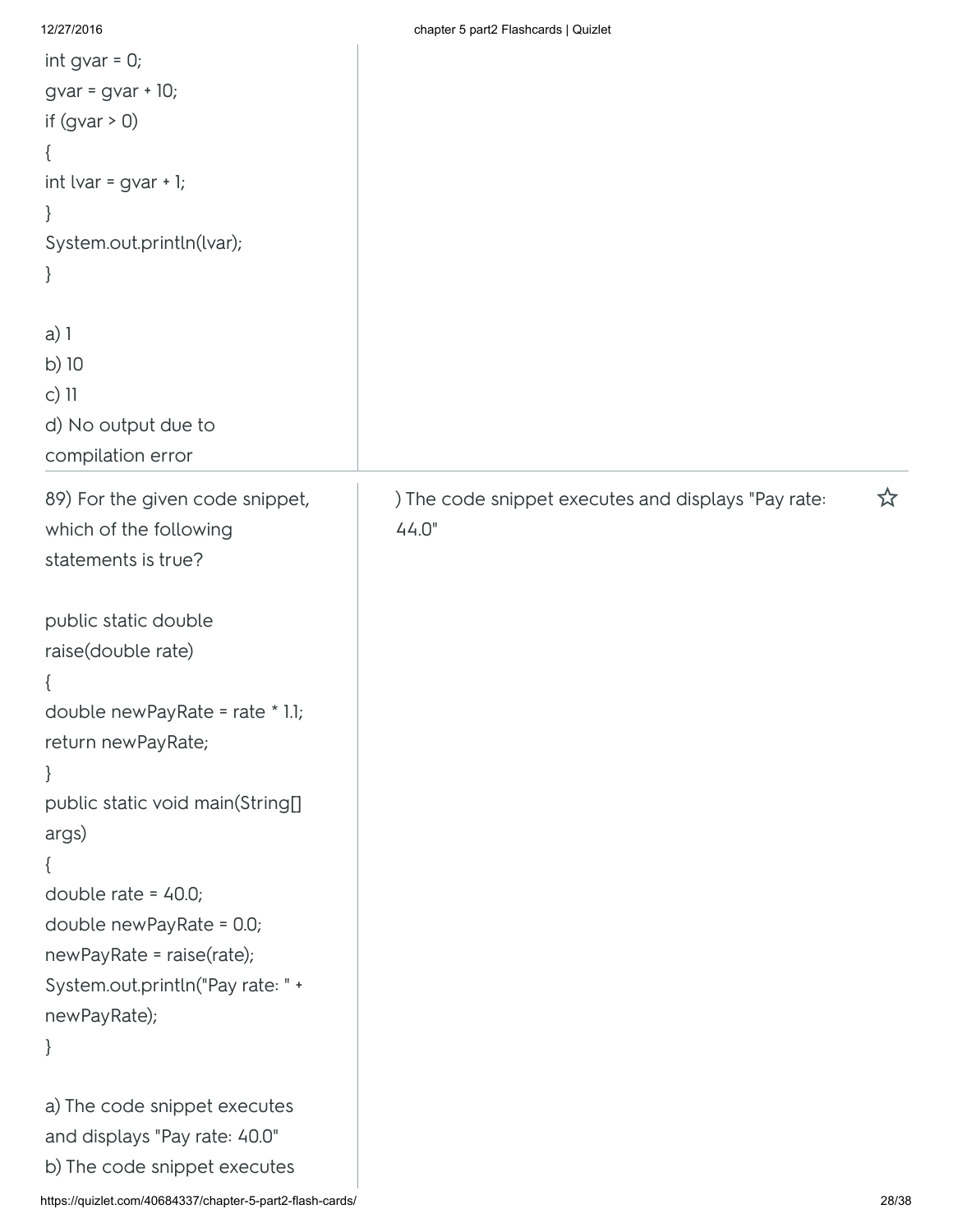```
int gvar = 0;
gvar = gvar + 10;
if (gvar > 0)
{
int lvar = gvar + 1;
}
System.out.println(lvar);
}
```

a) 1
b) 10
c) 11
d) No output due to compilation error

---

89) For the given code snippet, which of the following statements is true?

```
public static double raise(double rate)
{
double newPayRate = rate * 1.1;
return newPayRate;
}
public static void main(String[] args)
{
double rate = 40.0;
double newPayRate = 0.0;
newPayRate = raise(rate);
System.out.println("Pay rate: " + newPayRate);
}
```

a) The code snippet executes and displays "Pay rate: 40.0"
b) The code snippet executes

) The code snippet executes and displays "Pay rate: 44.0"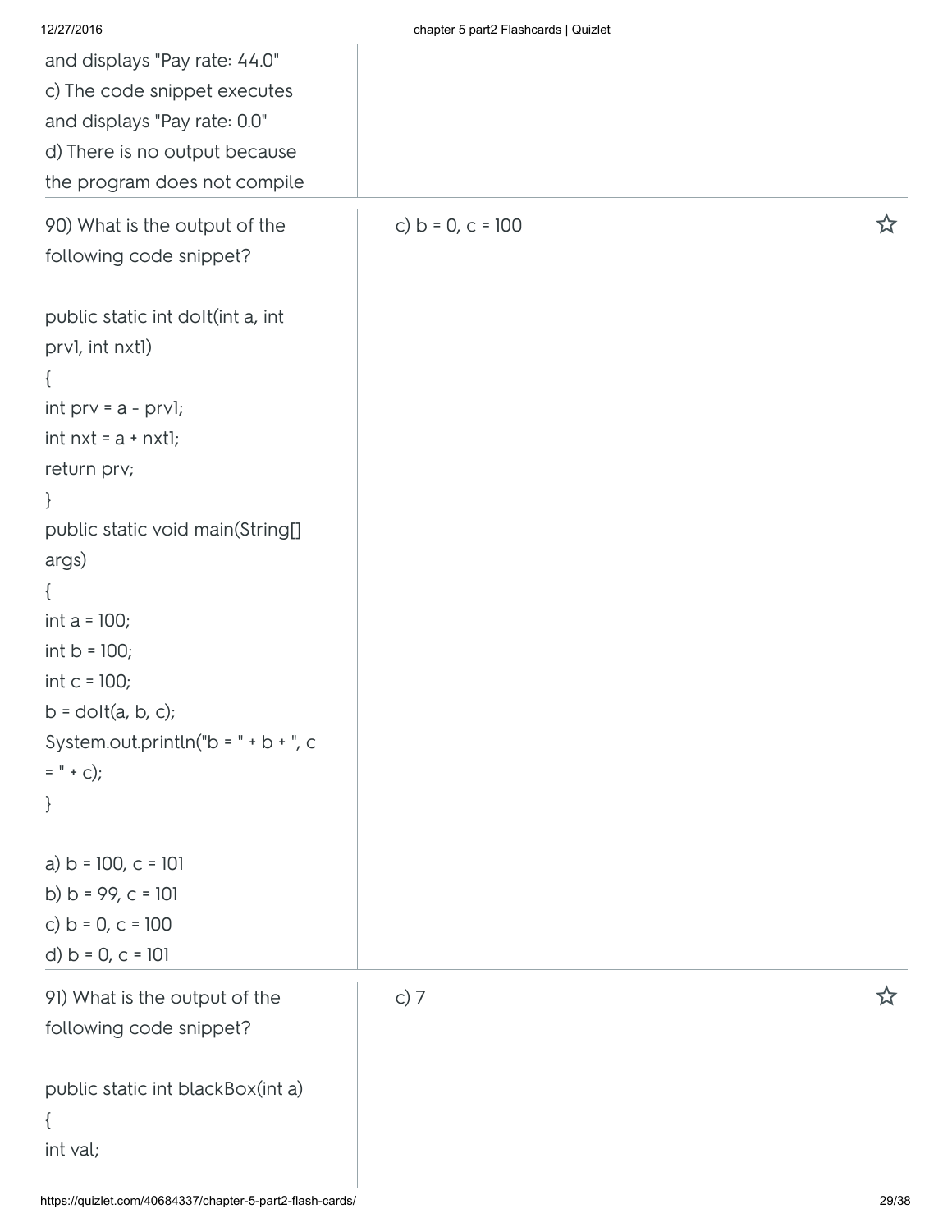and displays "Pay rate: 44.0"
c) The code snippet executes and displays "Pay rate: 0.0"
d) There is no output because the program does not compile

| | |
|---|---|
| 90) What is the output of the following code snippet? | c) b = 0, c = 100 |

```
public static int doIt(int a, int prv1, int nxt1)
{
int prv = a - prv1;
int nxt = a + nxt1;
return prv;
}
public static void main(String[] args)
{
int a = 100;
int b = 100;
int c = 100;
b = doIt(a, b, c);
System.out.println("b = " + b + ", c = " + c);
}
```

a) b = 100, c = 101
b) b = 99, c = 101
c) b = 0, c = 100
d) b = 0, c = 101

| | |
|---|---|
| 91) What is the output of the following code snippet? | c) 7 |

```
public static int blackBox(int a)
{
int val;
```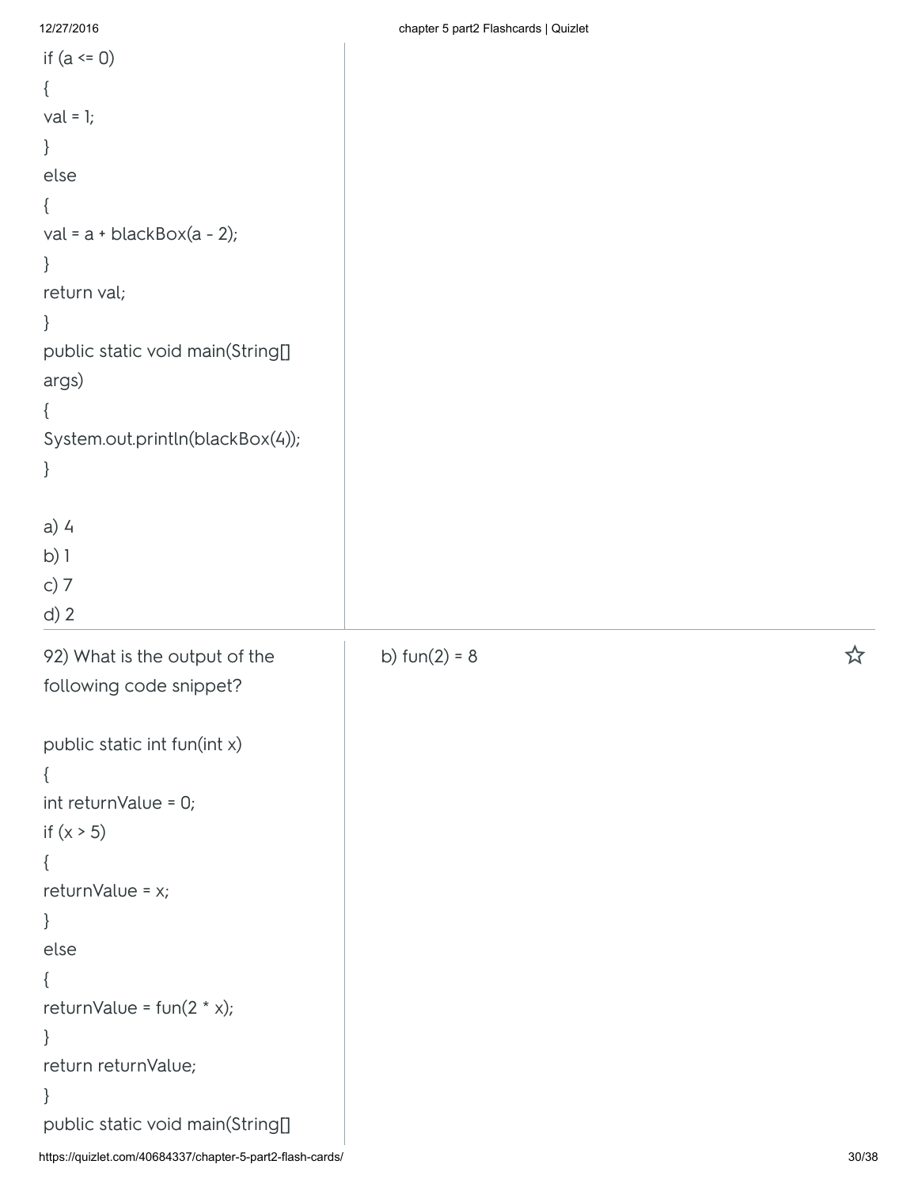```
if (a <= 0)
{
val = 1;
}
else
{
val = a + blackBox(a - 2);
}
return val;
}
public static void main(String[]
args)
{
System.out.println(blackBox(4));
}
```

a) 4
b) 1
c) 7
d) 2

---

92) What is the output of the following code snippet?

```
public static int fun(int x)
{
int returnValue = 0;
if (x > 5)
{
returnValue = x;
}
else
{
returnValue = fun(2 * x);
}
return returnValue;
}
public static void main(String[]
```

b) fun(2) = 8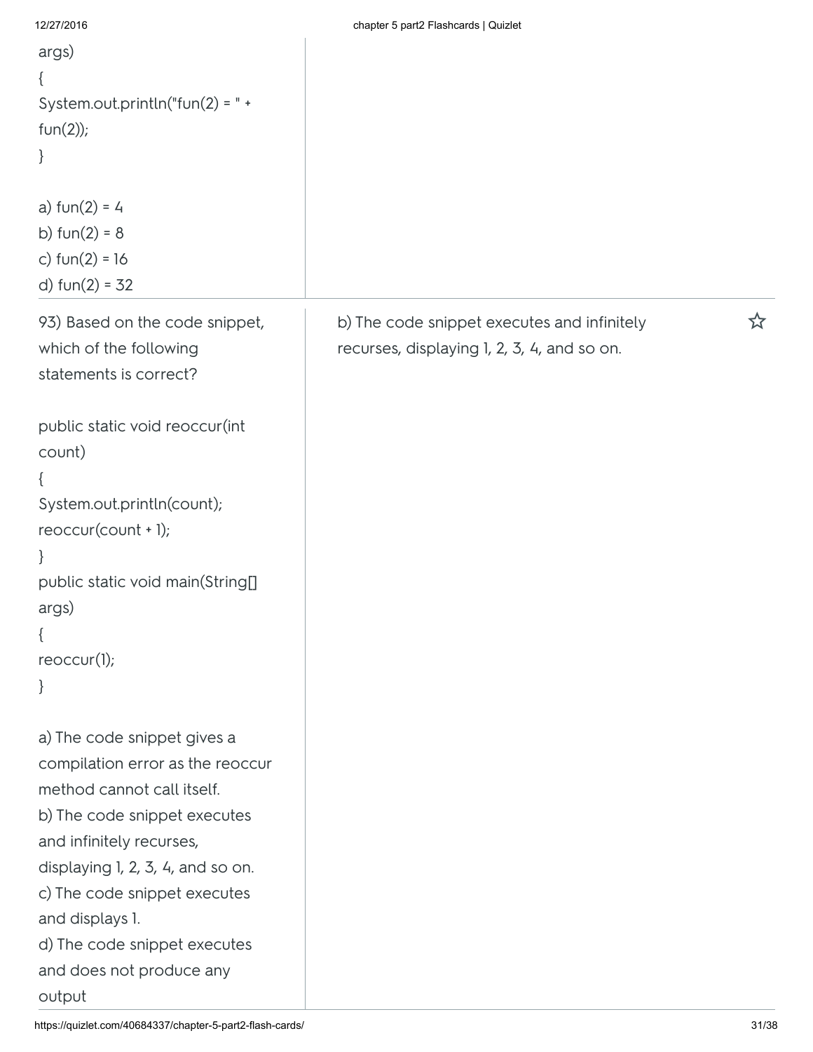```
args)
{
System.out.println("fun(2) = " +
fun(2));
}
```

a) fun(2) = 4
b) fun(2) = 8
c) fun(2) = 16
d) fun(2) = 32

---

93) Based on the code snippet, which of the following statements is correct?

```
public static void reoccur(int
count)
{
System.out.println(count);
reoccur(count + 1);
}
public static void main(String[]
args)
{
reoccur(1);
}
```

a) The code snippet gives a compilation error as the reoccur method cannot call itself.
b) The code snippet executes and infinitely recurses, displaying 1, 2, 3, 4, and so on.
c) The code snippet executes and displays 1.
d) The code snippet executes and does not produce any output

b) The code snippet executes and infinitely recurses, displaying 1, 2, 3, 4, and so on.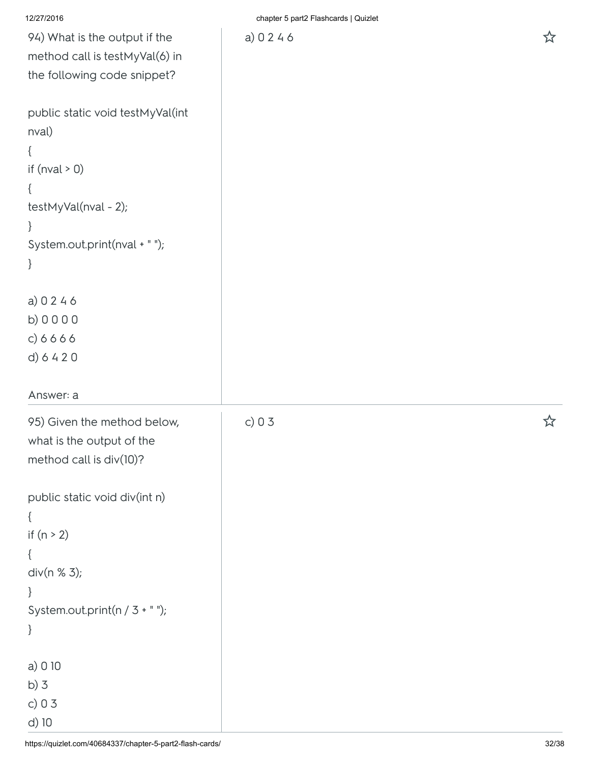94) What is the output if the method call is testMyVal(6) in the following code snippet?

```
public static void testMyVal(int nval)
{
if (nval > 0)
{
testMyVal(nval - 2);
}
System.out.print(nval + " ");
}
```

a) 0 2 4 6
b) 0 0 0 0
c) 6 6 6 6
d) 6 4 2 0

Answer: a

a) 0 2 4 6

---

95) Given the method below, what is the output of the method call is div(10)?

```
public static void div(int n)
{
if (n > 2)
{
div(n % 3);
}
System.out.print(n / 3 + " ");
}
```

a) 0 10
b) 3
c) 0 3
d) 10

c) 0 3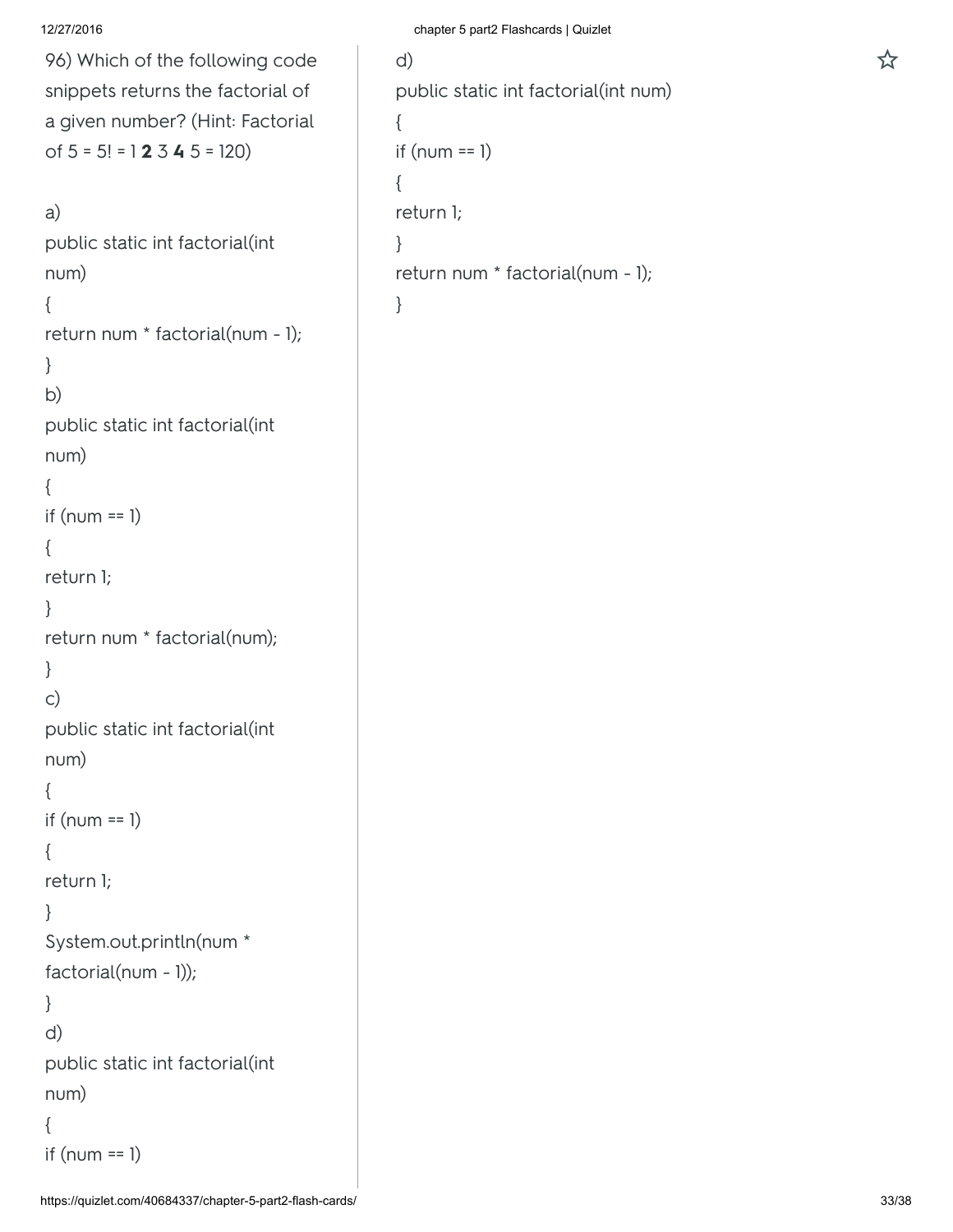96) Which of the following code snippets returns the factorial of a given number? (Hint: Factorial of 5 = 5! = 1 **2** 3 **4** 5 = 120)

a)

```
public static int factorial(int num)
{
return num * factorial(num - 1);
}
```

b)

```
public static int factorial(int num)
{
if (num == 1)
{
return 1;
}
return num * factorial(num);
}
```

c)

```
public static int factorial(int num)
{
if (num == 1)
{
return 1;
}
System.out.println(num * factorial(num - 1));
}
```

d)

```
public static int factorial(int num)
{
if (num == 1)
```

d)

```
public static int factorial(int num)
{
if (num == 1)
{
return 1;
}
return num * factorial(num - 1);
}
```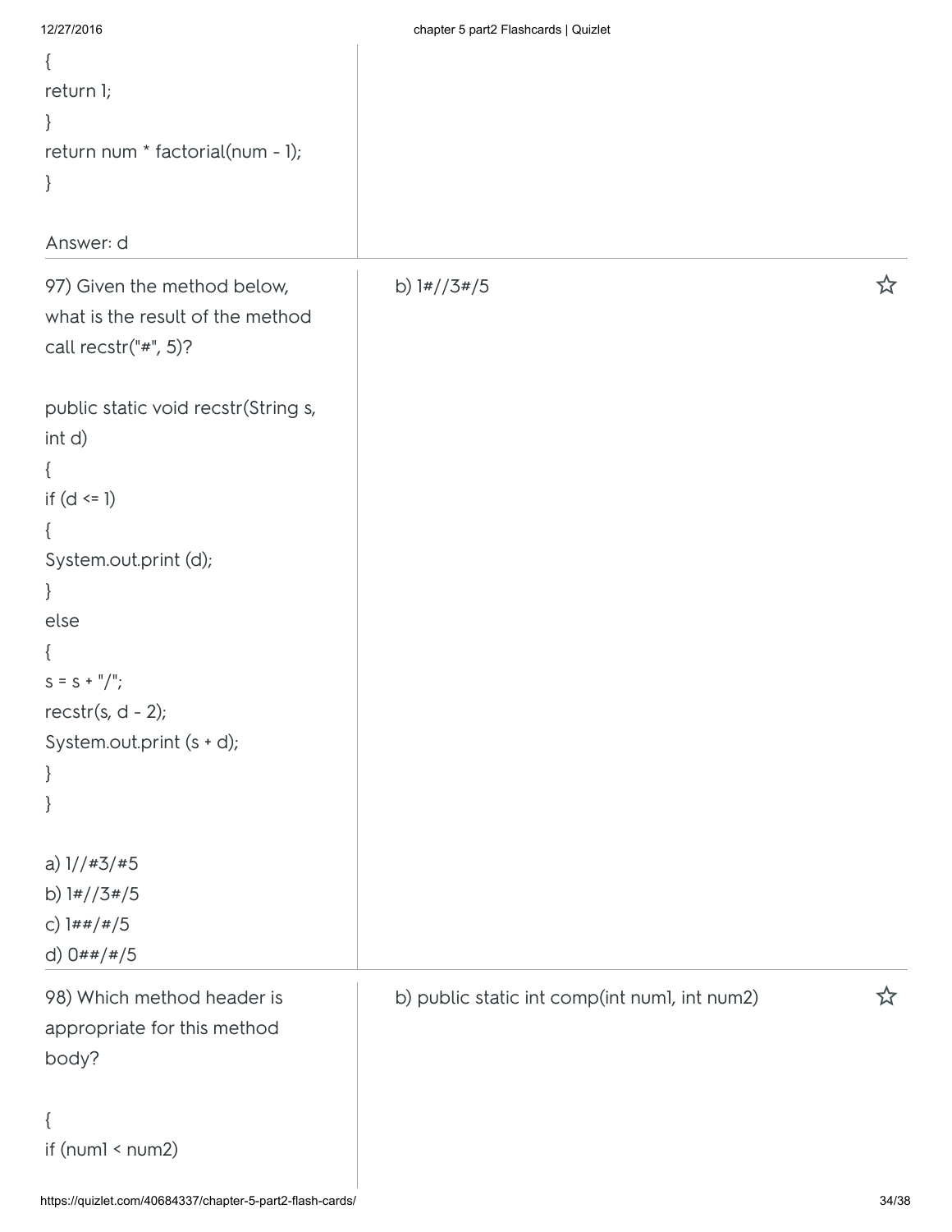```
{
return 1;
}
return num * factorial(num - 1);
}
```

Answer: d

---

97) Given the method below, what is the result of the method call recstr("#", 5)?

```
public static void recstr(String s,
int d)
{
if (d <= 1)
{
System.out.print (d);
}
else
{
s = s + "/";
recstr(s, d - 2);
System.out.print (s + d);
}
}
```

a) 1//#3/#5
b) 1#//3#/5
c) 1##/#/5
d) 0##/#/5

**b) 1#//3#/5**

---

98) Which method header is appropriate for this method body?

```
{
if (num1 < num2)
```

**b) public static int comp(int num1, int num2)**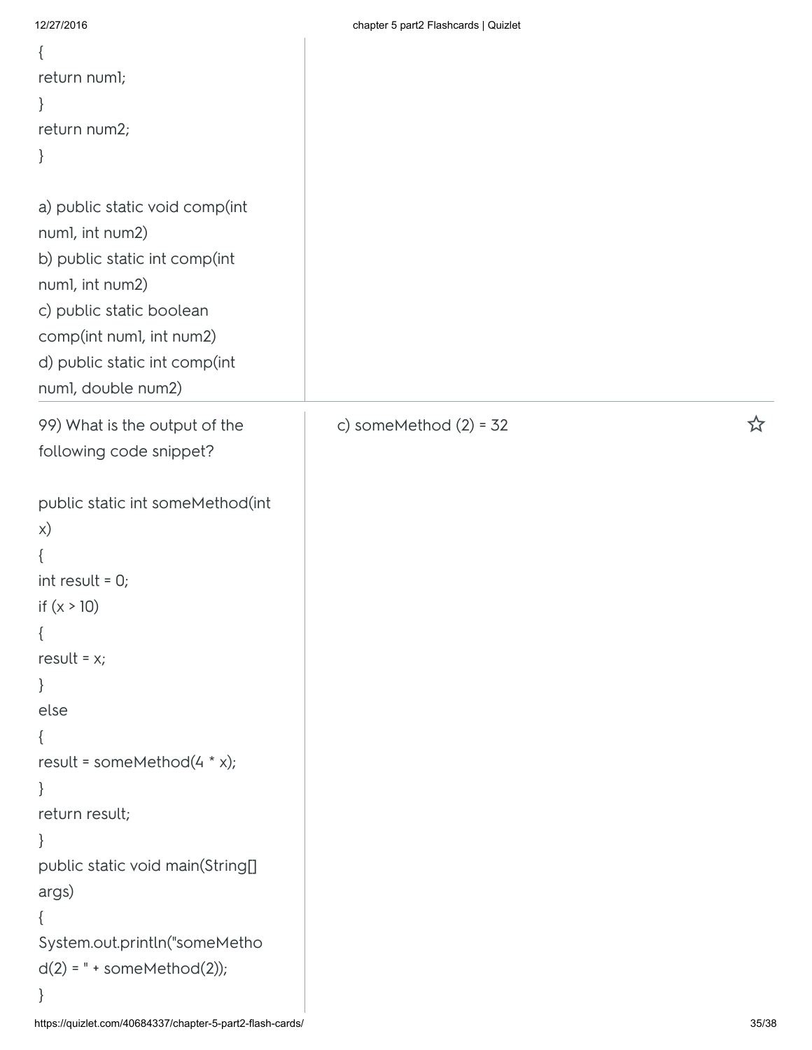```
{
return num1;
}
return num2;
}
```

a) public static void comp(int num1, int num2)
b) public static int comp(int num1, int num2)
c) public static boolean comp(int num1, int num2)
d) public static int comp(int num1, double num2)

---

99) What is the output of the following code snippet?

```
public static int someMethod(int x)
{
int result = 0;
if (x > 10)
{
result = x;
}
else
{
result = someMethod(4 * x);
}
return result;
}
public static void main(String[] args)
{
System.out.println("someMethod(2) = " + someMethod(2));
}
```

c) someMethod (2) = 32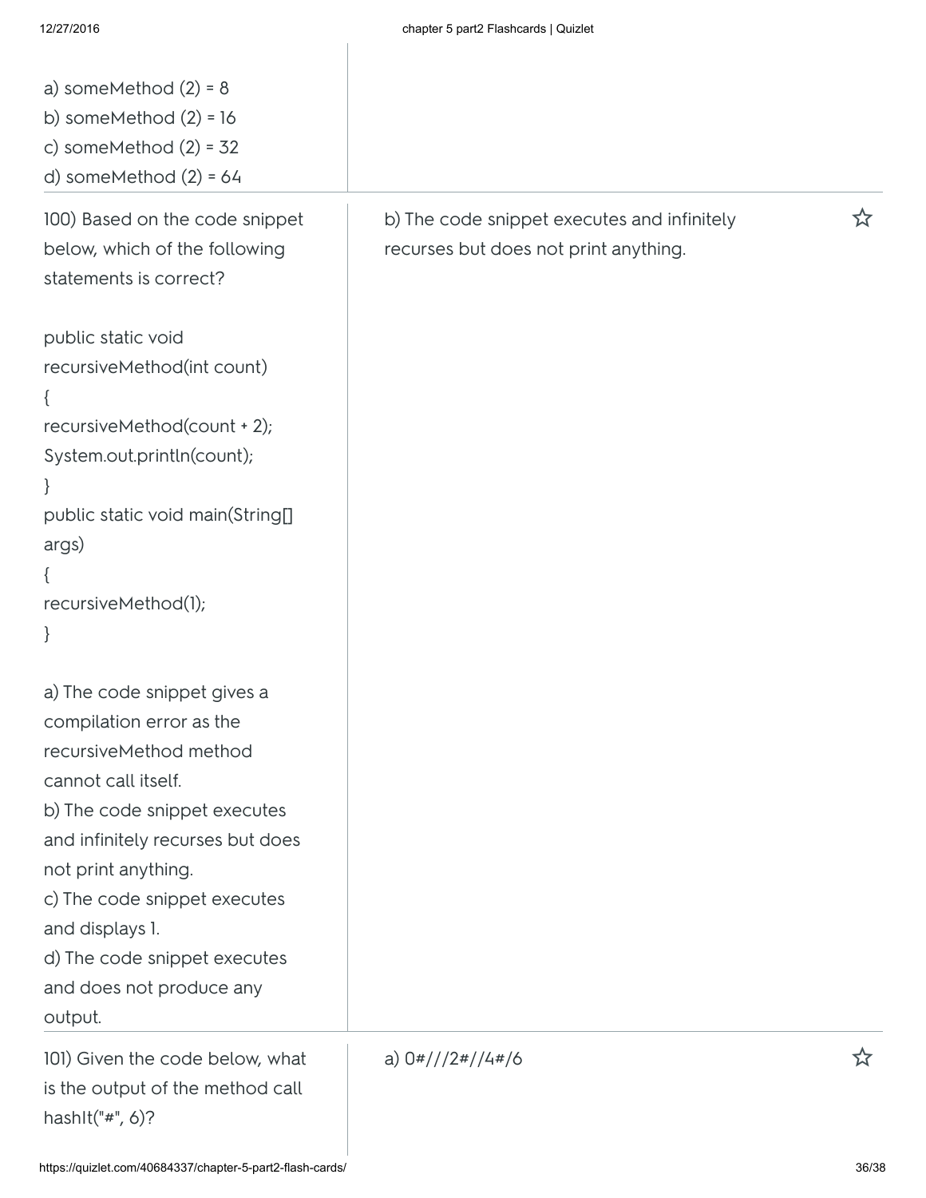a) someMethod (2) = 8
b) someMethod (2) = 16
c) someMethod (2) = 32
d) someMethod (2) = 64

100) Based on the code snippet below, which of the following statements is correct?

```
public static void
recursiveMethod(int count)
{
recursiveMethod(count + 2);
System.out.println(count);
}
public static void main(String[]
args)
{
recursiveMethod(1);
}
```

a) The code snippet gives a compilation error as the recursiveMethod method cannot call itself.
b) The code snippet executes and infinitely recurses but does not print anything.
c) The code snippet executes and displays 1.
d) The code snippet executes and does not produce any output.

b) The code snippet executes and infinitely recurses but does not print anything.

101) Given the code below, what is the output of the method call hashIt("#", 6)?

a) 0#///2#//4#/6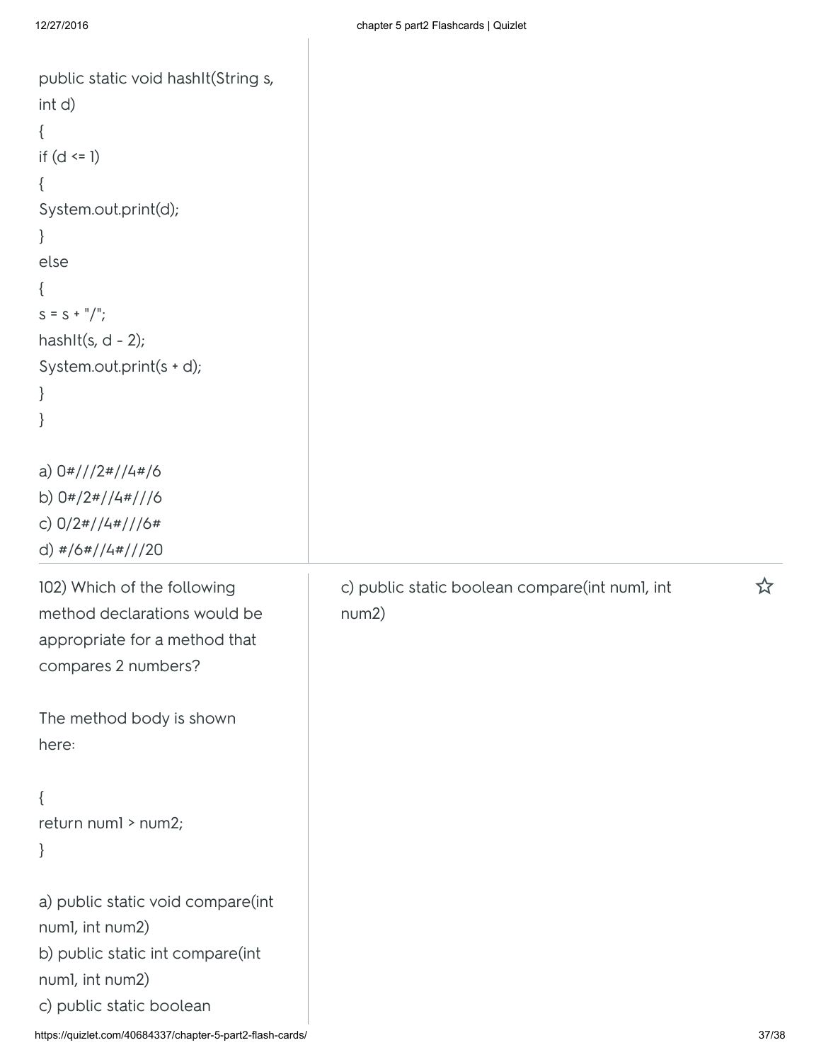```
public static void hashIt(String s,
int d)
{
if (d <= 1)
{
System.out.print(d);
}
else
{
s = s + "/";
hashIt(s, d - 2);
System.out.print(s + d);
}
}
```

a) 0#///2#//4#/6
b) 0#/2#//4#///6
c) 0/2#//4#///6#
d) #/6#//4#///20

102) Which of the following method declarations would be appropriate for a method that compares 2 numbers?

The method body is shown here:

```
{
return num1 > num2;
}
```

a) public static void compare(int num1, int num2)
b) public static int compare(int num1, int num2)
c) public static boolean

c) public static boolean compare(int num1, int num2)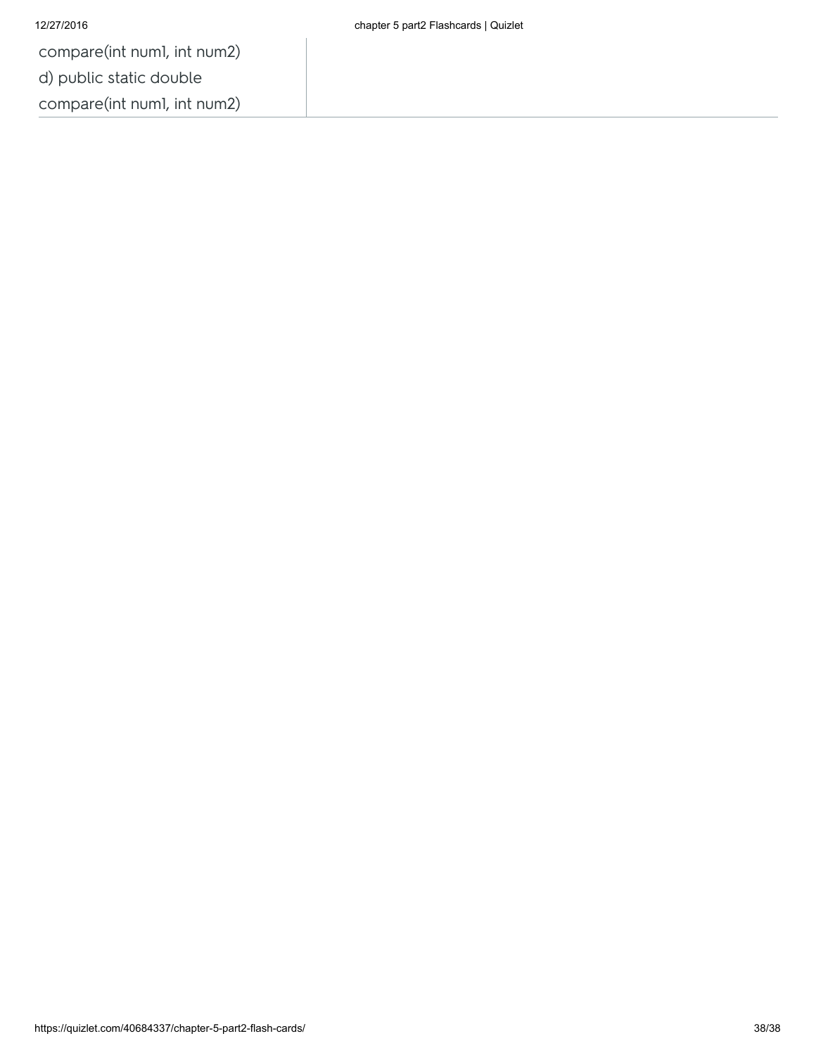compare(int num1, int num2)
d) public static double
compare(int num1, int num2)